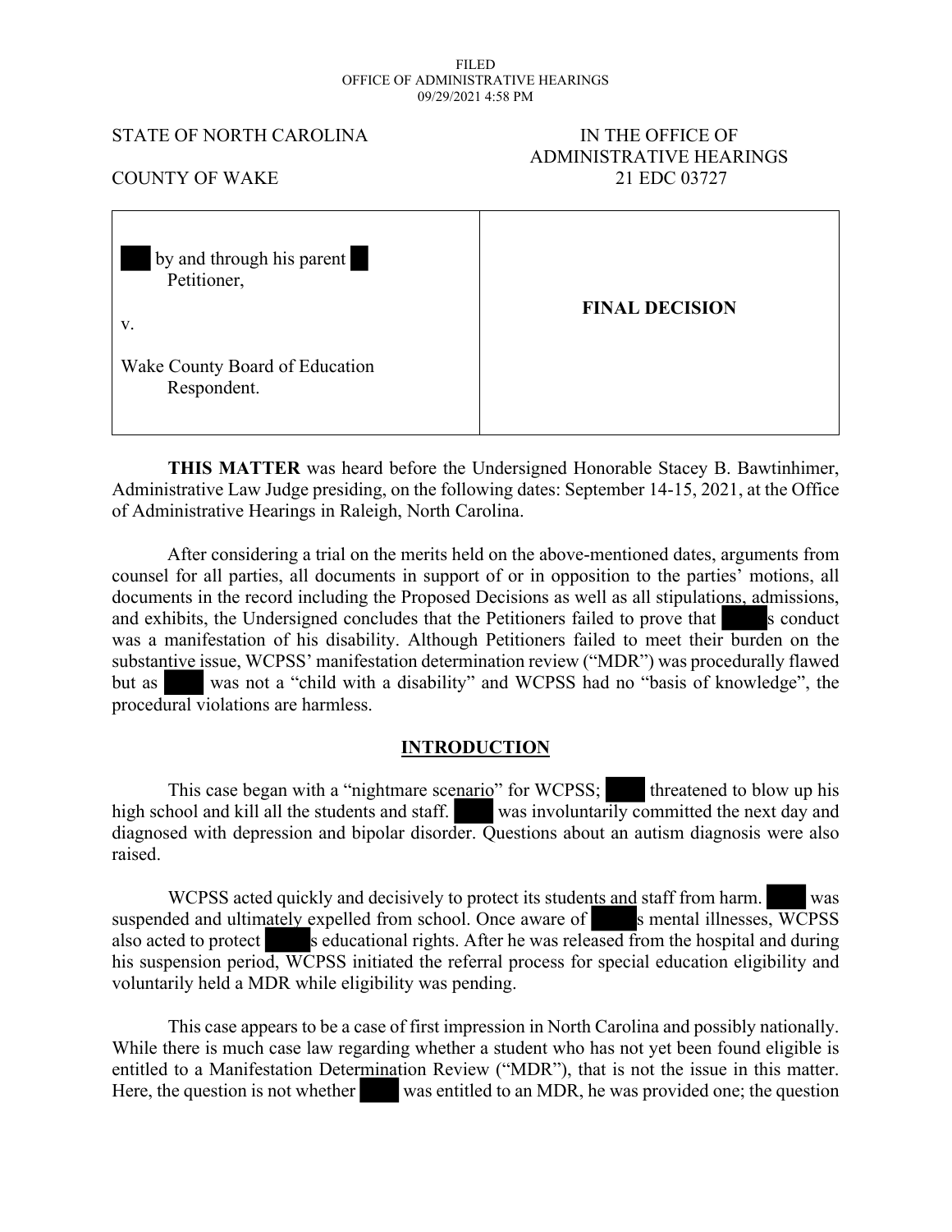FILED
OFFICE OF ADMINISTRATIVE HEARINGS
09/29/2021 4:58 PM

STATE OF NORTH CAROLINA

COUNTY OF WAKE

IN THE OFFICE OF
ADMINISTRATIVE HEARINGS
21 EDC 03727

| | |
|---|---|
| by and through his parent<br>Petitioner,<br><br>v.<br><br>Wake County Board of Education<br>Respondent. | **FINAL DECISION** |

**THIS MATTER** was heard before the Undersigned Honorable Stacey B. Bawtinhimer, Administrative Law Judge presiding, on the following dates: September 14-15, 2021, at the Office of Administrative Hearings in Raleigh, North Carolina.

After considering a trial on the merits held on the above-mentioned dates, arguments from counsel for all parties, all documents in support of or in opposition to the parties' motions, all documents in the record including the Proposed Decisions as well as all stipulations, admissions, and exhibits, the Undersigned concludes that the Petitioners failed to prove that s conduct was a manifestation of his disability. Although Petitioners failed to meet their burden on the substantive issue, WCPSS' manifestation determination review ("MDR") was procedurally flawed but as was not a "child with a disability" and WCPSS had no "basis of knowledge", the procedural violations are harmless.

## INTRODUCTION

This case began with a "nightmare scenario" for WCPSS; threatened to blow up his high school and kill all the students and staff. was involuntarily committed the next day and diagnosed with depression and bipolar disorder. Questions about an autism diagnosis were also raised.

WCPSS acted quickly and decisively to protect its students and staff from harm. was suspended and ultimately expelled from school. Once aware of s mental illnesses, WCPSS also acted to protect s educational rights. After he was released from the hospital and during his suspension period, WCPSS initiated the referral process for special education eligibility and voluntarily held a MDR while eligibility was pending.

This case appears to be a case of first impression in North Carolina and possibly nationally. While there is much case law regarding whether a student who has not yet been found eligible is entitled to a Manifestation Determination Review ("MDR"), that is not the issue in this matter. Here, the question is not whether was entitled to an MDR, he was provided one; the question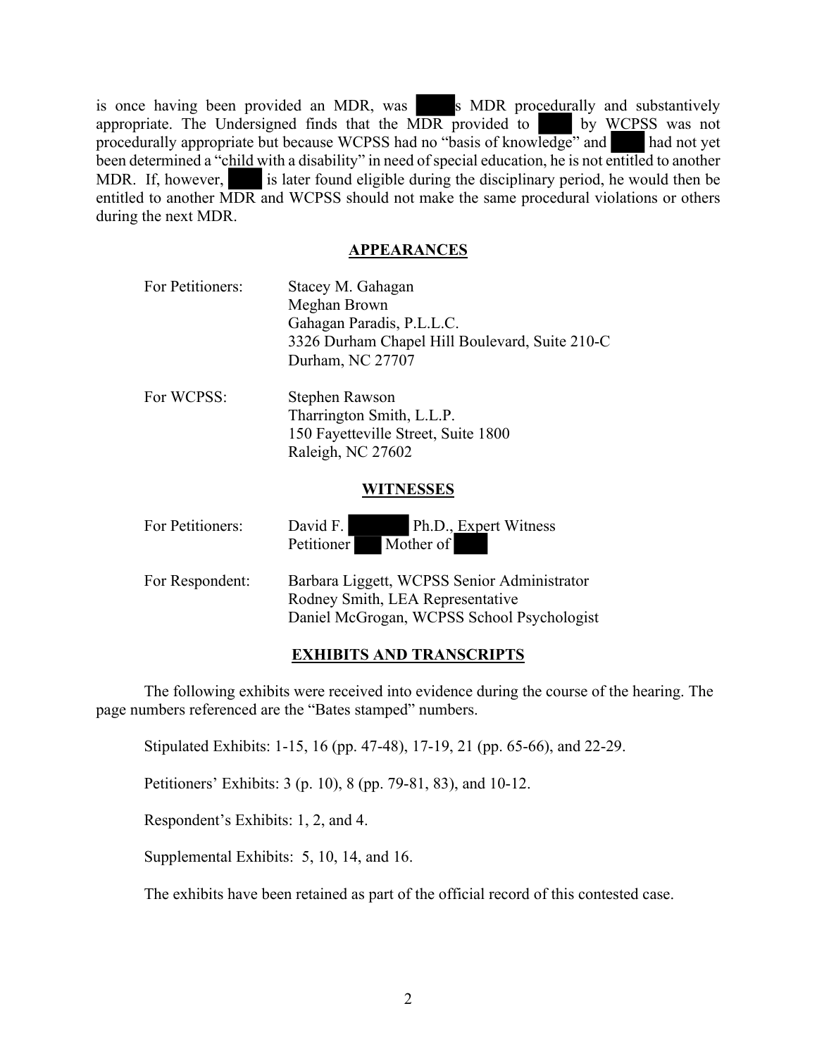is once having been provided an MDR, was s MDR procedurally and substantively appropriate. The Undersigned finds that the MDR provided to by WCPSS was not procedurally appropriate but because WCPSS had no "basis of knowledge" and had not yet been determined a "child with a disability" in need of special education, he is not entitled to another MDR. If, however, is later found eligible during the disciplinary period, he would then be entitled to another MDR and WCPSS should not make the same procedural violations or others during the next MDR.

## APPEARANCES

For Petitioners: Stacey M. Gahagan
Meghan Brown
Gahagan Paradis, P.L.L.C.
3326 Durham Chapel Hill Boulevard, Suite 210-C
Durham, NC 27707

For WCPSS: Stephen Rawson
Tharrington Smith, L.L.P.
150 Fayetteville Street, Suite 1800
Raleigh, NC 27602

## WITNESSES

For Petitioners: David F. Ph.D., Expert Witness
Petitioner Mother of

For Respondent: Barbara Liggett, WCPSS Senior Administrator
Rodney Smith, LEA Representative
Daniel McGrogan, WCPSS School Psychologist

## EXHIBITS AND TRANSCRIPTS

The following exhibits were received into evidence during the course of the hearing. The page numbers referenced are the "Bates stamped" numbers.

Stipulated Exhibits: 1-15, 16 (pp. 47-48), 17-19, 21 (pp. 65-66), and 22-29.

Petitioners' Exhibits: 3 (p. 10), 8 (pp. 79-81, 83), and 10-12.

Respondent's Exhibits: 1, 2, and 4.

Supplemental Exhibits: 5, 10, 14, and 16.

The exhibits have been retained as part of the official record of this contested case.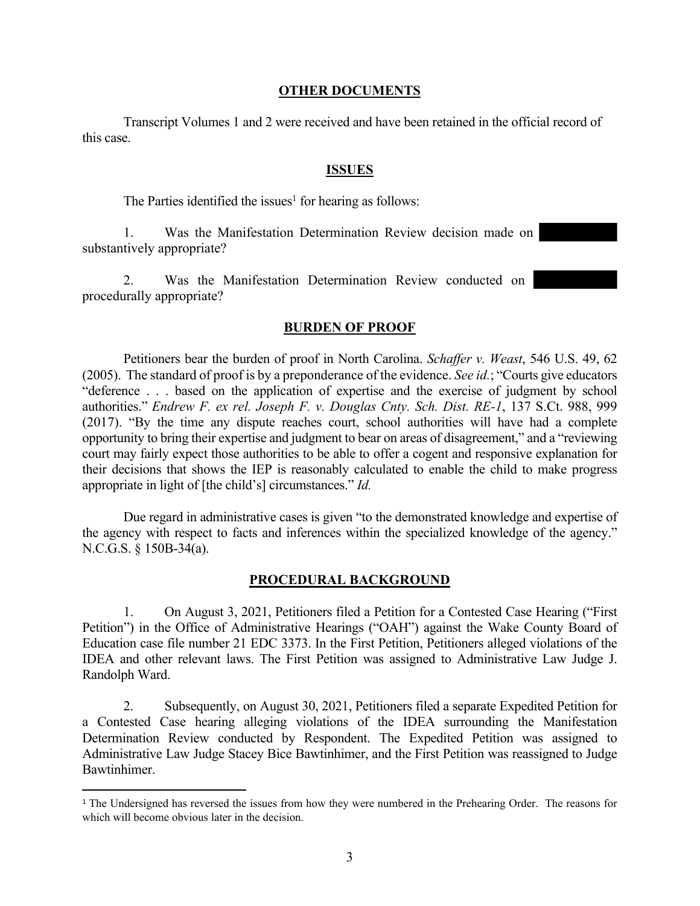## OTHER DOCUMENTS

Transcript Volumes 1 and 2 were received and have been retained in the official record of this case.

## ISSUES

The Parties identified the issues[1] for hearing as follows:

1. Was the Manifestation Determination Review decision made on ██████ substantively appropriate?

2. Was the Manifestation Determination Review conducted on ██████ procedurally appropriate?

## BURDEN OF PROOF

Petitioners bear the burden of proof in North Carolina. *Schaffer v. Weast*, 546 U.S. 49, 62 (2005). The standard of proof is by a preponderance of the evidence. *See id.*; "Courts give educators "deference . . . based on the application of expertise and the exercise of judgment by school authorities." *Endrew F. ex rel. Joseph F. v. Douglas Cnty. Sch. Dist. RE-1*, 137 S.Ct. 988, 999 (2017). "By the time any dispute reaches court, school authorities will have had a complete opportunity to bring their expertise and judgment to bear on areas of disagreement," and a "reviewing court may fairly expect those authorities to be able to offer a cogent and responsive explanation for their decisions that shows the IEP is reasonably calculated to enable the child to make progress appropriate in light of [the child's] circumstances." *Id.*

Due regard in administrative cases is given "to the demonstrated knowledge and expertise of the agency with respect to facts and inferences within the specialized knowledge of the agency." N.C.G.S. § 150B-34(a).

## PROCEDURAL BACKGROUND

1. On August 3, 2021, Petitioners filed a Petition for a Contested Case Hearing ("First Petition") in the Office of Administrative Hearings ("OAH") against the Wake County Board of Education case file number 21 EDC 3373. In the First Petition, Petitioners alleged violations of the IDEA and other relevant laws. The First Petition was assigned to Administrative Law Judge J. Randolph Ward.

2. Subsequently, on August 30, 2021, Petitioners filed a separate Expedited Petition for a Contested Case hearing alleging violations of the IDEA surrounding the Manifestation Determination Review conducted by Respondent. The Expedited Petition was assigned to Administrative Law Judge Stacey Bice Bawtinhimer, and the First Petition was reassigned to Judge Bawtinhimer.

---

[1] The Undersigned has reversed the issues from how they were numbered in the Prehearing Order. The reasons for which will become obvious later in the decision.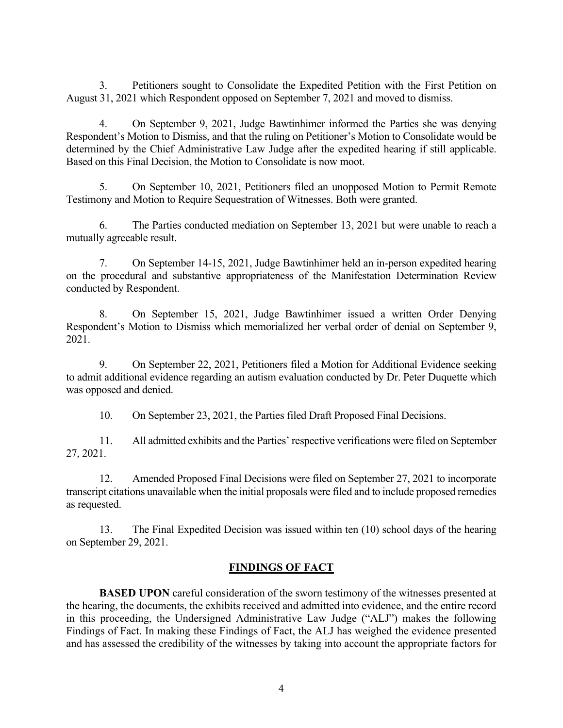3. Petitioners sought to Consolidate the Expedited Petition with the First Petition on August 31, 2021 which Respondent opposed on September 7, 2021 and moved to dismiss.

4. On September 9, 2021, Judge Bawtinhimer informed the Parties she was denying Respondent's Motion to Dismiss, and that the ruling on Petitioner's Motion to Consolidate would be determined by the Chief Administrative Law Judge after the expedited hearing if still applicable. Based on this Final Decision, the Motion to Consolidate is now moot.

5. On September 10, 2021, Petitioners filed an unopposed Motion to Permit Remote Testimony and Motion to Require Sequestration of Witnesses. Both were granted.

6. The Parties conducted mediation on September 13, 2021 but were unable to reach a mutually agreeable result.

7. On September 14-15, 2021, Judge Bawtinhimer held an in-person expedited hearing on the procedural and substantive appropriateness of the Manifestation Determination Review conducted by Respondent.

8. On September 15, 2021, Judge Bawtinhimer issued a written Order Denying Respondent's Motion to Dismiss which memorialized her verbal order of denial on September 9, 2021.

9. On September 22, 2021, Petitioners filed a Motion for Additional Evidence seeking to admit additional evidence regarding an autism evaluation conducted by Dr. Peter Duquette which was opposed and denied.

10. On September 23, 2021, the Parties filed Draft Proposed Final Decisions.

11. All admitted exhibits and the Parties' respective verifications were filed on September 27, 2021.

12. Amended Proposed Final Decisions were filed on September 27, 2021 to incorporate transcript citations unavailable when the initial proposals were filed and to include proposed remedies as requested.

13. The Final Expedited Decision was issued within ten (10) school days of the hearing on September 29, 2021.

## FINDINGS OF FACT

**BASED UPON** careful consideration of the sworn testimony of the witnesses presented at the hearing, the documents, the exhibits received and admitted into evidence, and the entire record in this proceeding, the Undersigned Administrative Law Judge ("ALJ") makes the following Findings of Fact. In making these Findings of Fact, the ALJ has weighed the evidence presented and has assessed the credibility of the witnesses by taking into account the appropriate factors for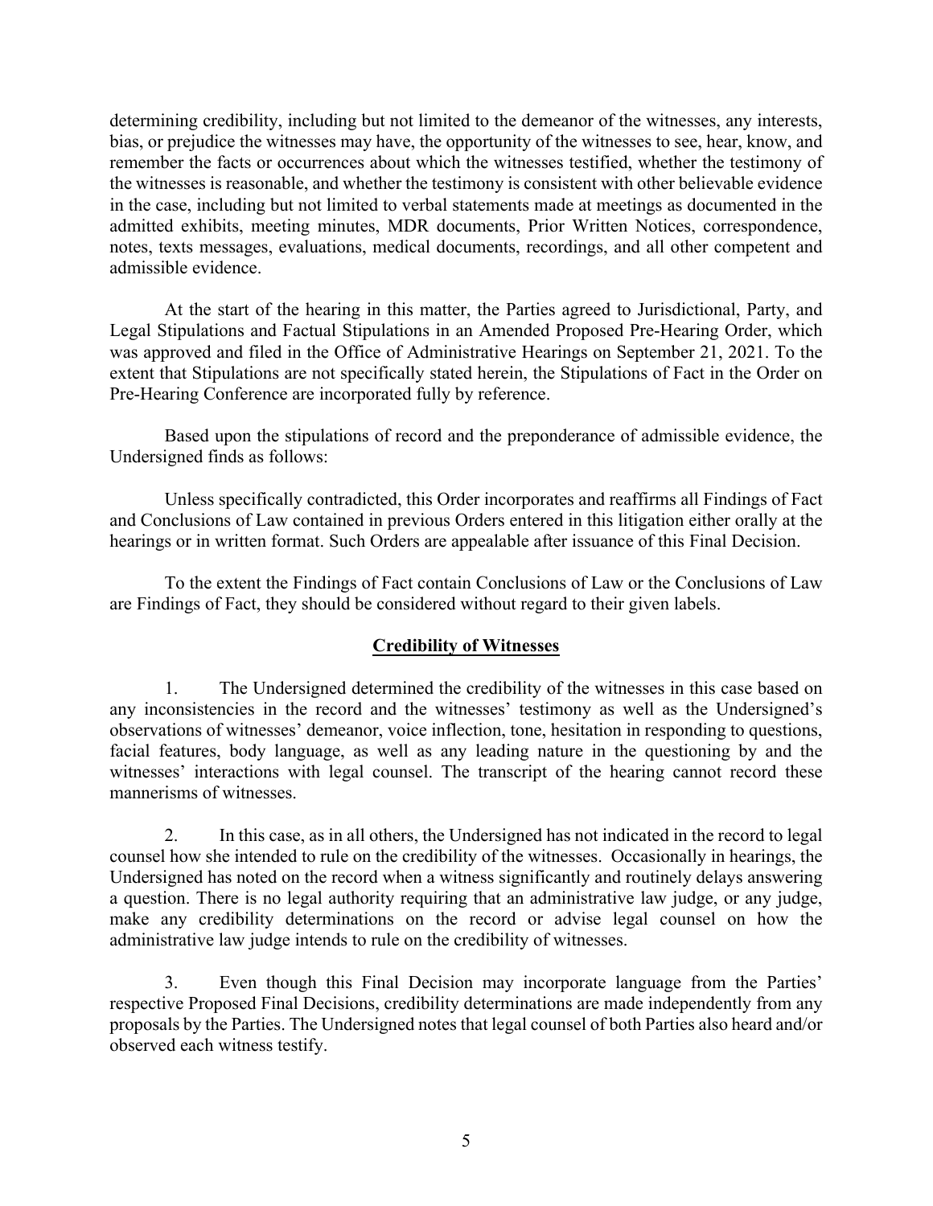determining credibility, including but not limited to the demeanor of the witnesses, any interests, bias, or prejudice the witnesses may have, the opportunity of the witnesses to see, hear, know, and remember the facts or occurrences about which the witnesses testified, whether the testimony of the witnesses is reasonable, and whether the testimony is consistent with other believable evidence in the case, including but not limited to verbal statements made at meetings as documented in the admitted exhibits, meeting minutes, MDR documents, Prior Written Notices, correspondence, notes, texts messages, evaluations, medical documents, recordings, and all other competent and admissible evidence.

At the start of the hearing in this matter, the Parties agreed to Jurisdictional, Party, and Legal Stipulations and Factual Stipulations in an Amended Proposed Pre-Hearing Order, which was approved and filed in the Office of Administrative Hearings on September 21, 2021. To the extent that Stipulations are not specifically stated herein, the Stipulations of Fact in the Order on Pre-Hearing Conference are incorporated fully by reference.

Based upon the stipulations of record and the preponderance of admissible evidence, the Undersigned finds as follows:

Unless specifically contradicted, this Order incorporates and reaffirms all Findings of Fact and Conclusions of Law contained in previous Orders entered in this litigation either orally at the hearings or in written format. Such Orders are appealable after issuance of this Final Decision.

To the extent the Findings of Fact contain Conclusions of Law or the Conclusions of Law are Findings of Fact, they should be considered without regard to their given labels.

## Credibility of Witnesses

1. The Undersigned determined the credibility of the witnesses in this case based on any inconsistencies in the record and the witnesses' testimony as well as the Undersigned's observations of witnesses' demeanor, voice inflection, tone, hesitation in responding to questions, facial features, body language, as well as any leading nature in the questioning by and the witnesses' interactions with legal counsel. The transcript of the hearing cannot record these mannerisms of witnesses.

2. In this case, as in all others, the Undersigned has not indicated in the record to legal counsel how she intended to rule on the credibility of the witnesses. Occasionally in hearings, the Undersigned has noted on the record when a witness significantly and routinely delays answering a question. There is no legal authority requiring that an administrative law judge, or any judge, make any credibility determinations on the record or advise legal counsel on how the administrative law judge intends to rule on the credibility of witnesses.

3. Even though this Final Decision may incorporate language from the Parties' respective Proposed Final Decisions, credibility determinations are made independently from any proposals by the Parties. The Undersigned notes that legal counsel of both Parties also heard and/or observed each witness testify.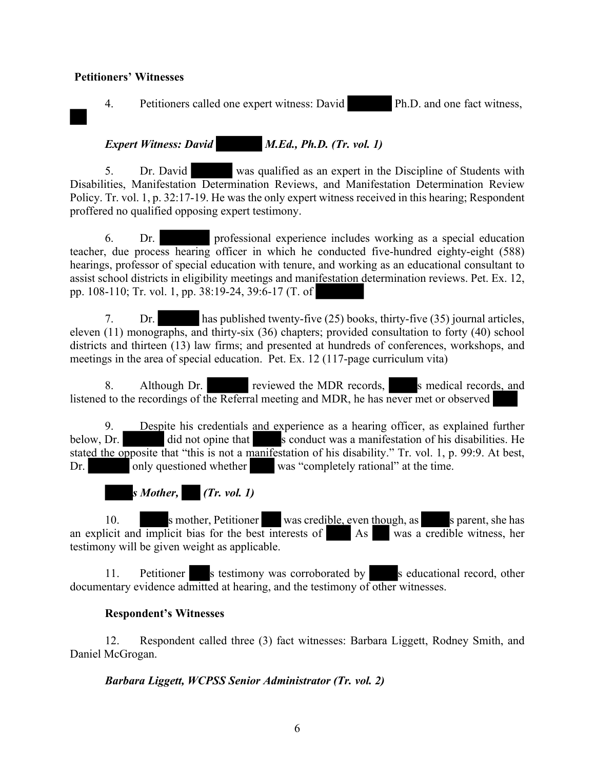**Petitioners' Witnesses**

4. Petitioners called one expert witness: David Ph.D. and one fact witness,

***Expert Witness: David M.Ed., Ph.D. (Tr. vol. 1)***

5. Dr. David was qualified as an expert in the Discipline of Students with Disabilities, Manifestation Determination Reviews, and Manifestation Determination Review Policy. Tr. vol. 1, p. 32:17-19. He was the only expert witness received in this hearing; Respondent proffered no qualified opposing expert testimony.

6. Dr. professional experience includes working as a special education teacher, due process hearing officer in which he conducted five-hundred eighty-eight (588) hearings, professor of special education with tenure, and working as an educational consultant to assist school districts in eligibility meetings and manifestation determination reviews. Pet. Ex. 12, pp. 108-110; Tr. vol. 1, pp. 38:19-24, 39:6-17 (T. of

7. Dr. has published twenty-five (25) books, thirty-five (35) journal articles, eleven (11) monographs, and thirty-six (36) chapters; provided consultation to forty (40) school districts and thirteen (13) law firms; and presented at hundreds of conferences, workshops, and meetings in the area of special education. Pet. Ex. 12 (117-page curriculum vita)

8. Although Dr. reviewed the MDR records, s medical records, and listened to the recordings of the Referral meeting and MDR, he has never met or observed

9. Despite his credentials and experience as a hearing officer, as explained further below, Dr. did not opine that s conduct was a manifestation of his disabilities. He stated the opposite that "this is not a manifestation of his disability." Tr. vol. 1, p. 99:9. At best, Dr. only questioned whether was "completely rational" at the time.

***s Mother, (Tr. vol. 1)***

10. s mother, Petitioner was credible, even though, as s parent, she has an explicit and implicit bias for the best interests of As was a credible witness, her testimony will be given weight as applicable.

11. Petitioner s testimony was corroborated by s educational record, other documentary evidence admitted at hearing, and the testimony of other witnesses.

**Respondent's Witnesses**

12. Respondent called three (3) fact witnesses: Barbara Liggett, Rodney Smith, and Daniel McGrogan.

***Barbara Liggett, WCPSS Senior Administrator (Tr. vol. 2)***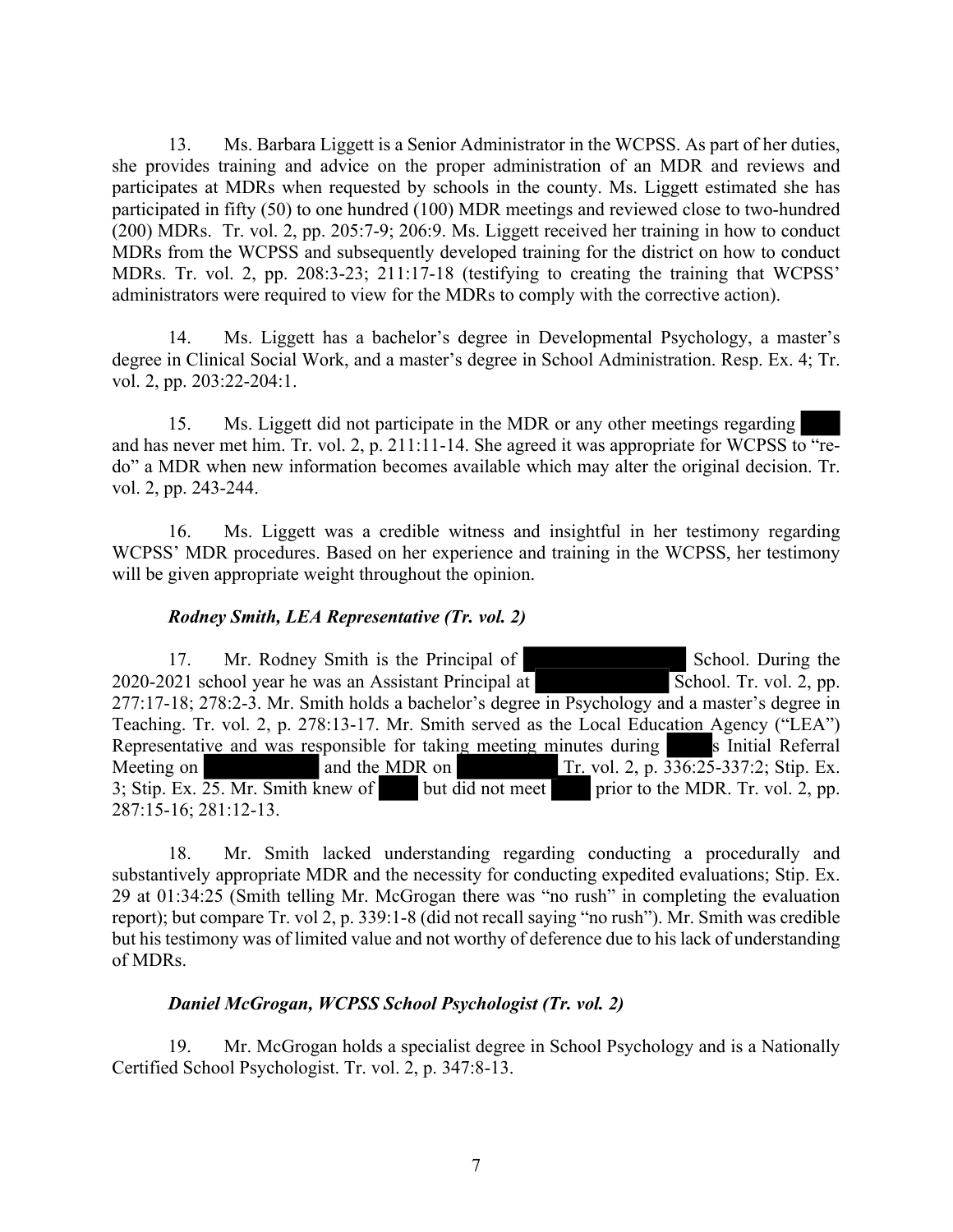13. Ms. Barbara Liggett is a Senior Administrator in the WCPSS. As part of her duties, she provides training and advice on the proper administration of an MDR and reviews and participates at MDRs when requested by schools in the county. Ms. Liggett estimated she has participated in fifty (50) to one hundred (100) MDR meetings and reviewed close to two-hundred (200) MDRs. Tr. vol. 2, pp. 205:7-9; 206:9. Ms. Liggett received her training in how to conduct MDRs from the WCPSS and subsequently developed training for the district on how to conduct MDRs. Tr. vol. 2, pp. 208:3-23; 211:17-18 (testifying to creating the training that WCPSS' administrators were required to view for the MDRs to comply with the corrective action).

14. Ms. Liggett has a bachelor's degree in Developmental Psychology, a master's degree in Clinical Social Work, and a master's degree in School Administration. Resp. Ex. 4; Tr. vol. 2, pp. 203:22-204:1.

15. Ms. Liggett did not participate in the MDR or any other meetings regarding [REDACTED] and has never met him. Tr. vol. 2, p. 211:11-14. She agreed it was appropriate for WCPSS to "re-do" a MDR when new information becomes available which may alter the original decision. Tr. vol. 2, pp. 243-244.

16. Ms. Liggett was a credible witness and insightful in her testimony regarding WCPSS' MDR procedures. Based on her experience and training in the WCPSS, her testimony will be given appropriate weight throughout the opinion.

***Rodney Smith, LEA Representative (Tr. vol. 2)***

17. Mr. Rodney Smith is the Principal of [REDACTED] School. During the 2020-2021 school year he was an Assistant Principal at [REDACTED] School. Tr. vol. 2, pp. 277:17-18; 278:2-3. Mr. Smith holds a bachelor's degree in Psychology and a master's degree in Teaching. Tr. vol. 2, p. 278:13-17. Mr. Smith served as the Local Education Agency ("LEA") Representative and was responsible for taking meeting minutes during [REDACTED]s Initial Referral Meeting on [REDACTED] and the MDR on [REDACTED] Tr. vol. 2, p. 336:25-337:2; Stip. Ex. 3; Stip. Ex. 25. Mr. Smith knew of [REDACTED] but did not meet [REDACTED] prior to the MDR. Tr. vol. 2, pp. 287:15-16; 281:12-13.

18. Mr. Smith lacked understanding regarding conducting a procedurally and substantively appropriate MDR and the necessity for conducting expedited evaluations; Stip. Ex. 29 at 01:34:25 (Smith telling Mr. McGrogan there was "no rush" in completing the evaluation report); but compare Tr. vol 2, p. 339:1-8 (did not recall saying "no rush"). Mr. Smith was credible but his testimony was of limited value and not worthy of deference due to his lack of understanding of MDRs.

***Daniel McGrogan, WCPSS School Psychologist (Tr. vol. 2)***

19. Mr. McGrogan holds a specialist degree in School Psychology and is a Nationally Certified School Psychologist. Tr. vol. 2, p. 347:8-13.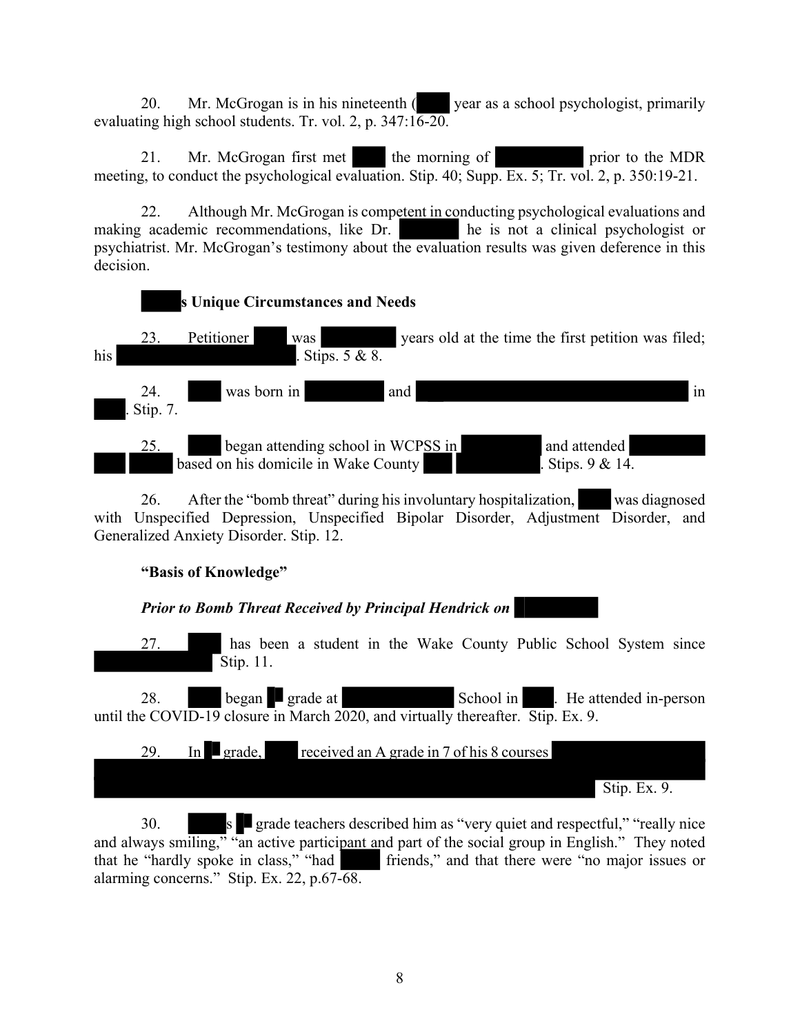20. Mr. McGrogan is in his nineteenth ( year as a school psychologist, primarily evaluating high school students. Tr. vol. 2, p. 347:16-20.

21. Mr. McGrogan first met the morning of prior to the MDR meeting, to conduct the psychological evaluation. Stip. 40; Supp. Ex. 5; Tr. vol. 2, p. 350:19-21.

22. Although Mr. McGrogan is competent in conducting psychological evaluations and making academic recommendations, like Dr. he is not a clinical psychologist or psychiatrist. Mr. McGrogan's testimony about the evaluation results was given deference in this decision.

**s Unique Circumstances and Needs**

23. Petitioner was years old at the time the first petition was filed; his . Stips. 5 & 8.

24. was born in and in . Stip. 7.

25. began attending school in WCPSS in and attended based on his domicile in Wake County . Stips. 9 & 14.

26. After the "bomb threat" during his involuntary hospitalization, was diagnosed with Unspecified Depression, Unspecified Bipolar Disorder, Adjustment Disorder, and Generalized Anxiety Disorder. Stip. 12.

**"Basis of Knowledge"**

***Prior to Bomb Threat Received by Principal Hendrick on***

27. has been a student in the Wake County Public School System since Stip. 11.

28. began grade at School in . He attended in-person until the COVID-19 closure in March 2020, and virtually thereafter. Stip. Ex. 9.

29. In grade, received an A grade in 7 of his 8 courses Stip. Ex. 9.

30. s grade teachers described him as "very quiet and respectful," "really nice and always smiling," "an active participant and part of the social group in English." They noted that he "hardly spoke in class," "had friends," and that there were "no major issues or alarming concerns." Stip. Ex. 22, p.67-68.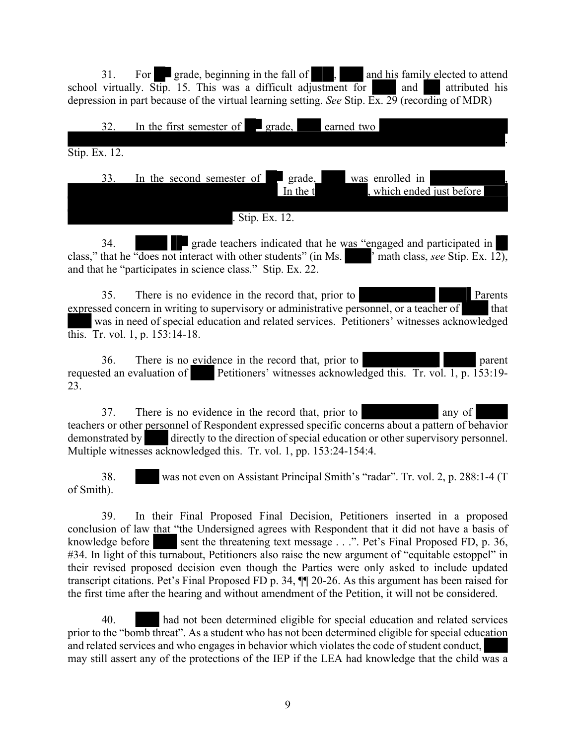31. For ██ grade, beginning in the fall of ███, ███ and his family elected to attend school virtually. Stip. 15. This was a difficult adjustment for ███ and ██ attributed his depression in part because of the virtual learning setting. *See* Stip. Ex. 29 (recording of MDR)

32. In the first semester of ██ grade, ███ earned two ███████████████████████████████████████. Stip. Ex. 12.

33. In the second semester of ██ grade, ███ was enrolled in ███████, ███████████████████ In the t███████, which ended just before ███████████████████████████████████████████. Stip. Ex. 12.

34. ███ ██ grade teachers indicated that he was "engaged and participated in █ class," that he "does not interact with other students" (in Ms. ███' math class, *see* Stip. Ex. 12), and that he "participates in science class." Stip. Ex. 22.

35. There is no evidence in the record that, prior to ███████ ███ Parents expressed concern in writing to supervisory or administrative personnel, or a teacher of ███ that ███ was in need of special education and related services. Petitioners' witnesses acknowledged this. Tr. vol. 1, p. 153:14-18.

36. There is no evidence in the record that, prior to ███████ ███ parent requested an evaluation of ███ Petitioners' witnesses acknowledged this. Tr. vol. 1, p. 153:19-23.

37. There is no evidence in the record that, prior to ███████ any of ███ teachers or other personnel of Respondent expressed specific concerns about a pattern of behavior demonstrated by ███ directly to the direction of special education or other supervisory personnel. Multiple witnesses acknowledged this. Tr. vol. 1, pp. 153:24-154:4.

38. ███ was not even on Assistant Principal Smith's "radar". Tr. vol. 2, p. 288:1-4 (T of Smith).

39. In their Final Proposed Final Decision, Petitioners inserted in a proposed conclusion of law that "the Undersigned agrees with Respondent that it did not have a basis of knowledge before ███ sent the threatening text message . . .". Pet's Final Proposed FD, p. 36, #34. In light of this turnabout, Petitioners also raise the new argument of "equitable estoppel" in their revised proposed decision even though the Parties were only asked to include updated transcript citations. Pet's Final Proposed FD p. 34, ¶¶ 20-26. As this argument has been raised for the first time after the hearing and without amendment of the Petition, it will not be considered.

40. ███ had not been determined eligible for special education and related services prior to the "bomb threat". As a student who has not been determined eligible for special education and related services and who engages in behavior which violates the code of student conduct, ███ may still assert any of the protections of the IEP if the LEA had knowledge that the child was a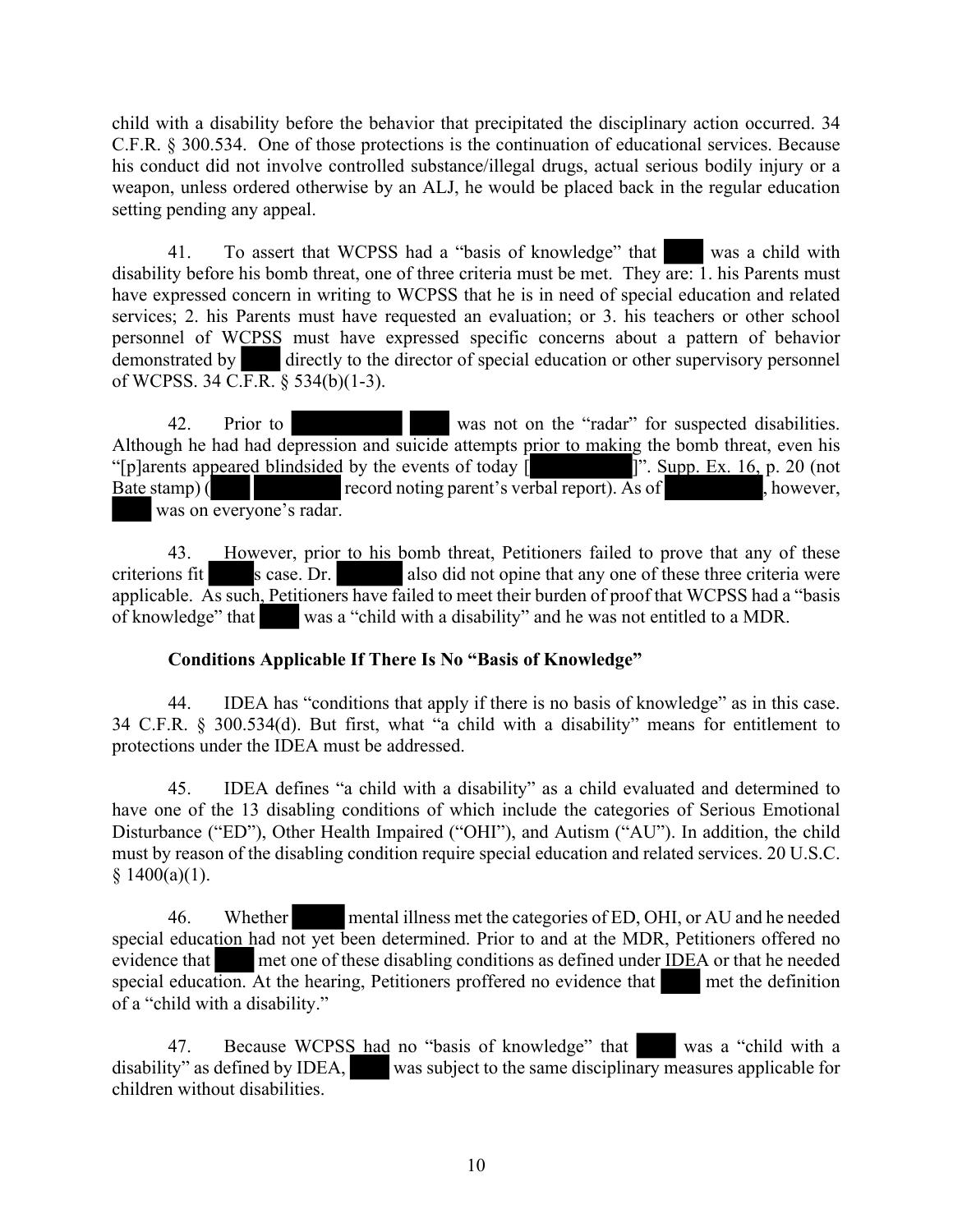child with a disability before the behavior that precipitated the disciplinary action occurred. 34 C.F.R. § 300.534. One of those protections is the continuation of educational services. Because his conduct did not involve controlled substance/illegal drugs, actual serious bodily injury or a weapon, unless ordered otherwise by an ALJ, he would be placed back in the regular education setting pending any appeal.

41. To assert that WCPSS had a "basis of knowledge" that ████ was a child with disability before his bomb threat, one of three criteria must be met. They are: 1. his Parents must have expressed concern in writing to WCPSS that he is in need of special education and related services; 2. his Parents must have requested an evaluation; or 3. his teachers or other school personnel of WCPSS must have expressed specific concerns about a pattern of behavior demonstrated by ████ directly to the director of special education or other supervisory personnel of WCPSS. 34 C.F.R. § 534(b)(1-3).

42. Prior to ████████ ████ was not on the "radar" for suspected disabilities. Although he had had depression and suicide attempts prior to making the bomb threat, even his "[p]arents appeared blindsided by the events of today [████████]". Supp. Ex. 16, p. 20 (not Bate stamp) (████ ████████ record noting parent's verbal report). As of ████████, however, ████ was on everyone's radar.

43. However, prior to his bomb threat, Petitioners failed to prove that any of these criterions fit ████s case. Dr. ██████ also did not opine that any one of these three criteria were applicable. As such, Petitioners have failed to meet their burden of proof that WCPSS had a "basis of knowledge" that ████ was a "child with a disability" and he was not entitled to a MDR.

**Conditions Applicable If There Is No "Basis of Knowledge"**

44. IDEA has "conditions that apply if there is no basis of knowledge" as in this case. 34 C.F.R. § 300.534(d). But first, what "a child with a disability" means for entitlement to protections under the IDEA must be addressed.

45. IDEA defines "a child with a disability" as a child evaluated and determined to have one of the 13 disabling conditions of which include the categories of Serious Emotional Disturbance ("ED"), Other Health Impaired ("OHI"), and Autism ("AU"). In addition, the child must by reason of the disabling condition require special education and related services. 20 U.S.C. § 1400(a)(1).

46. Whether ██████ mental illness met the categories of ED, OHI, or AU and he needed special education had not yet been determined. Prior to and at the MDR, Petitioners offered no evidence that ████ met one of these disabling conditions as defined under IDEA or that he needed special education. At the hearing, Petitioners proffered no evidence that ████ met the definition of a "child with a disability."

47. Because WCPSS had no "basis of knowledge" that ████ was a "child with a disability" as defined by IDEA, ████ was subject to the same disciplinary measures applicable for children without disabilities.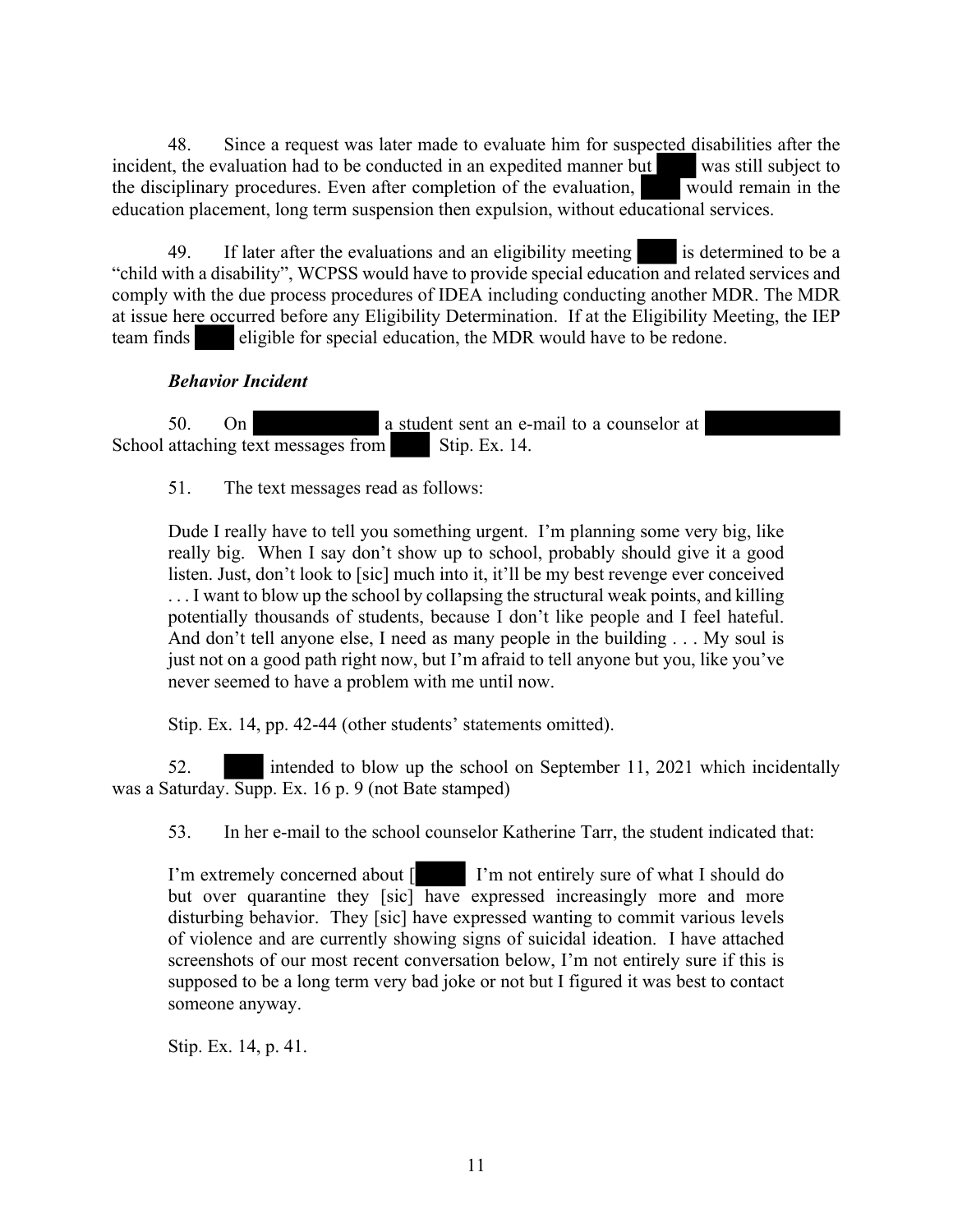48. Since a request was later made to evaluate him for suspected disabilities after the incident, the evaluation had to be conducted in an expedited manner but ███ was still subject to the disciplinary procedures. Even after completion of the evaluation, ███ would remain in the education placement, long term suspension then expulsion, without educational services.

49. If later after the evaluations and an eligibility meeting ███ is determined to be a "child with a disability", WCPSS would have to provide special education and related services and comply with the due process procedures of IDEA including conducting another MDR. The MDR at issue here occurred before any Eligibility Determination. If at the Eligibility Meeting, the IEP team finds ███ eligible for special education, the MDR would have to be redone.

***Behavior Incident***

50. On ███ a student sent an e-mail to a counselor at ███ School attaching text messages from ███ Stip. Ex. 14.

51. The text messages read as follows:

> Dude I really have to tell you something urgent. I'm planning some very big, like really big. When I say don't show up to school, probably should give it a good listen. Just, don't look to [sic] much into it, it'll be my best revenge ever conceived . . . I want to blow up the school by collapsing the structural weak points, and killing potentially thousands of students, because I don't like people and I feel hateful. And don't tell anyone else, I need as many people in the building . . . My soul is just not on a good path right now, but I'm afraid to tell anyone but you, like you've never seemed to have a problem with me until now.
>
> Stip. Ex. 14, pp. 42-44 (other students' statements omitted).

52. ███ intended to blow up the school on September 11, 2021 which incidentally was a Saturday. Supp. Ex. 16 p. 9 (not Bate stamped)

53. In her e-mail to the school counselor Katherine Tarr, the student indicated that:

> I'm extremely concerned about [███ I'm not entirely sure of what I should do but over quarantine they [sic] have expressed increasingly more and more disturbing behavior. They [sic] have expressed wanting to commit various levels of violence and are currently showing signs of suicidal ideation. I have attached screenshots of our most recent conversation below, I'm not entirely sure if this is supposed to be a long term very bad joke or not but I figured it was best to contact someone anyway.
>
> Stip. Ex. 14, p. 41.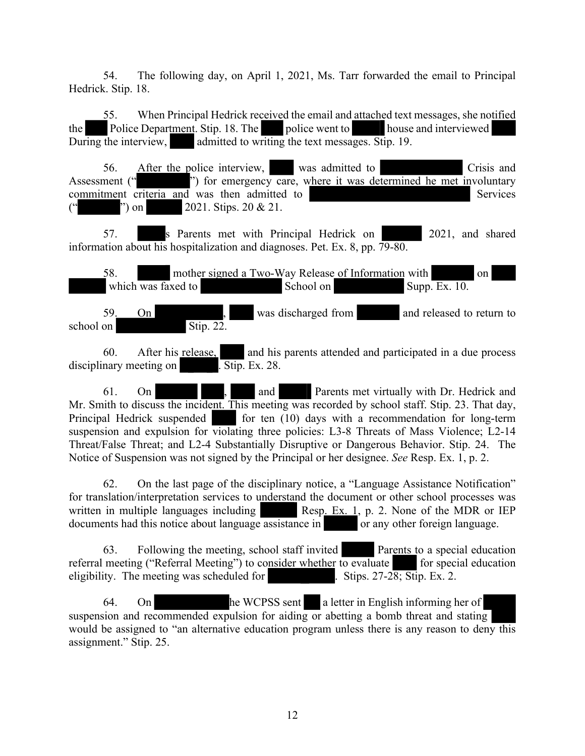54. The following day, on April 1, 2021, Ms. Tarr forwarded the email to Principal Hedrick. Stip. 18.

55. When Principal Hedrick received the email and attached text messages, she notified the [REDACTED] Police Department. Stip. 18. The [REDACTED] police went to [REDACTED] house and interviewed [REDACTED] During the interview, [REDACTED] admitted to writing the text messages. Stip. 19.

56. After the police interview, [REDACTED] was admitted to [REDACTED] Crisis and Assessment ("[REDACTED]") for emergency care, where it was determined he met involuntary commitment criteria and was then admitted to [REDACTED] Services ("[REDACTED]") on [REDACTED] 2021. Stips. 20 & 21.

57. [REDACTED]s Parents met with Principal Hedrick on [REDACTED] 2021, and shared information about his hospitalization and diagnoses. Pet. Ex. 8, pp. 79-80.

58. [REDACTED] mother signed a Two-Way Release of Information with [REDACTED] on [REDACTED] which was faxed to [REDACTED] School on [REDACTED] Supp. Ex. 10.

59. On [REDACTED], [REDACTED] was discharged from [REDACTED] and released to return to school on [REDACTED] Stip. 22.

60. After his release, [REDACTED] and his parents attended and participated in a due process disciplinary meeting on [REDACTED]. Stip. Ex. 28.

61. On [REDACTED] [REDACTED], [REDACTED] and [REDACTED] Parents met virtually with Dr. Hedrick and Mr. Smith to discuss the incident. This meeting was recorded by school staff. Stip. 23. That day, Principal Hedrick suspended [REDACTED] for ten (10) days with a recommendation for long-term suspension and expulsion for violating three policies: L3-8 Threats of Mass Violence; L2-14 Threat/False Threat; and L2-4 Substantially Disruptive or Dangerous Behavior. Stip. 24. The Notice of Suspension was not signed by the Principal or her designee. *See* Resp. Ex. 1, p. 2.

62. On the last page of the disciplinary notice, a "Language Assistance Notification" for translation/interpretation services to understand the document or other school processes was written in multiple languages including [REDACTED] Resp. Ex. 1, p. 2. None of the MDR or IEP documents had this notice about language assistance in [REDACTED] or any other foreign language.

63. Following the meeting, school staff invited [REDACTED] Parents to a special education referral meeting ("Referral Meeting") to consider whether to evaluate [REDACTED] for special education eligibility. The meeting was scheduled for [REDACTED]. Stips. 27-28; Stip. Ex. 2.

64. On [REDACTED]he WCPSS sent [REDACTED] a letter in English informing her of [REDACTED] suspension and recommended expulsion for aiding or abetting a bomb threat and stating [REDACTED] would be assigned to "an alternative education program unless there is any reason to deny this assignment." Stip. 25.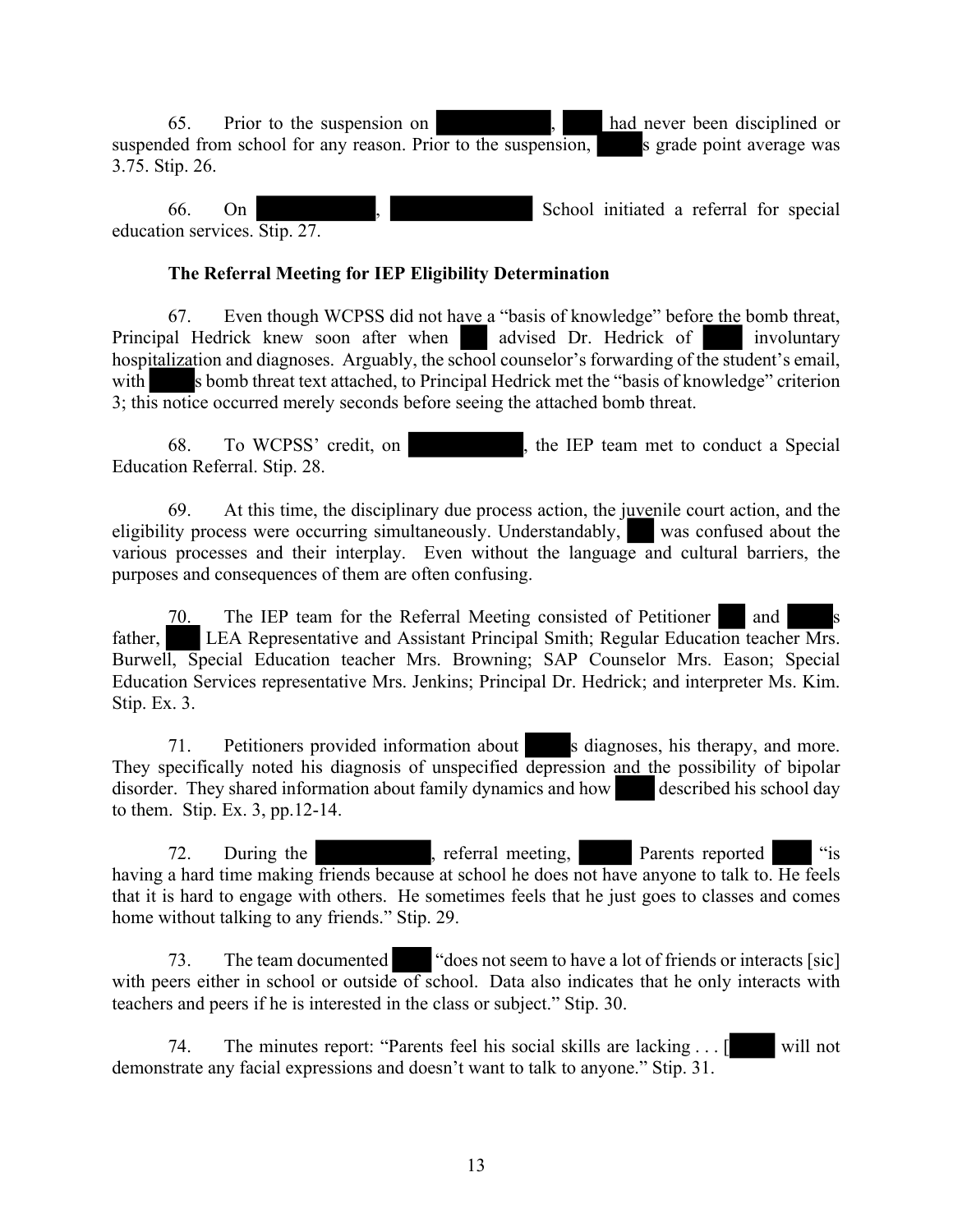65. Prior to the suspension on ██████████, ███ had never been disciplined or suspended from school for any reason. Prior to the suspension, █████s grade point average was 3.75. Stip. 26.

66. On ██████████, ██████████ School initiated a referral for special education services. Stip. 27.

**The Referral Meeting for IEP Eligibility Determination**

67. Even though WCPSS did not have a "basis of knowledge" before the bomb threat, Principal Hedrick knew soon after when ██ advised Dr. Hedrick of ███ involuntary hospitalization and diagnoses. Arguably, the school counselor's forwarding of the student's email, with █████s bomb threat text attached, to Principal Hedrick met the "basis of knowledge" criterion 3; this notice occurred merely seconds before seeing the attached bomb threat.

68. To WCPSS' credit, on ██████████, the IEP team met to conduct a Special Education Referral. Stip. 28.

69. At this time, the disciplinary due process action, the juvenile court action, and the eligibility process were occurring simultaneously. Understandably, ██ was confused about the various processes and their interplay. Even without the language and cultural barriers, the purposes and consequences of them are often confusing.

70. The IEP team for the Referral Meeting consisted of Petitioner ██ and █████s father, ███ LEA Representative and Assistant Principal Smith; Regular Education teacher Mrs. Burwell, Special Education teacher Mrs. Browning; SAP Counselor Mrs. Eason; Special Education Services representative Mrs. Jenkins; Principal Dr. Hedrick; and interpreter Ms. Kim. Stip. Ex. 3.

71. Petitioners provided information about █████s diagnoses, his therapy, and more. They specifically noted his diagnosis of unspecified depression and the possibility of bipolar disorder. They shared information about family dynamics and how ████ described his school day to them. Stip. Ex. 3, pp.12-14.

72. During the ██████████, referral meeting, █████ Parents reported ████ "is having a hard time making friends because at school he does not have anyone to talk to. He feels that it is hard to engage with others. He sometimes feels that he just goes to classes and comes home without talking to any friends." Stip. 29.

73. The team documented ████ "does not seem to have a lot of friends or interacts [sic] with peers either in school or outside of school. Data also indicates that he only interacts with teachers and peers if he is interested in the class or subject." Stip. 30.

74. The minutes report: "Parents feel his social skills are lacking . . . [████ will not demonstrate any facial expressions and doesn't want to talk to anyone." Stip. 31.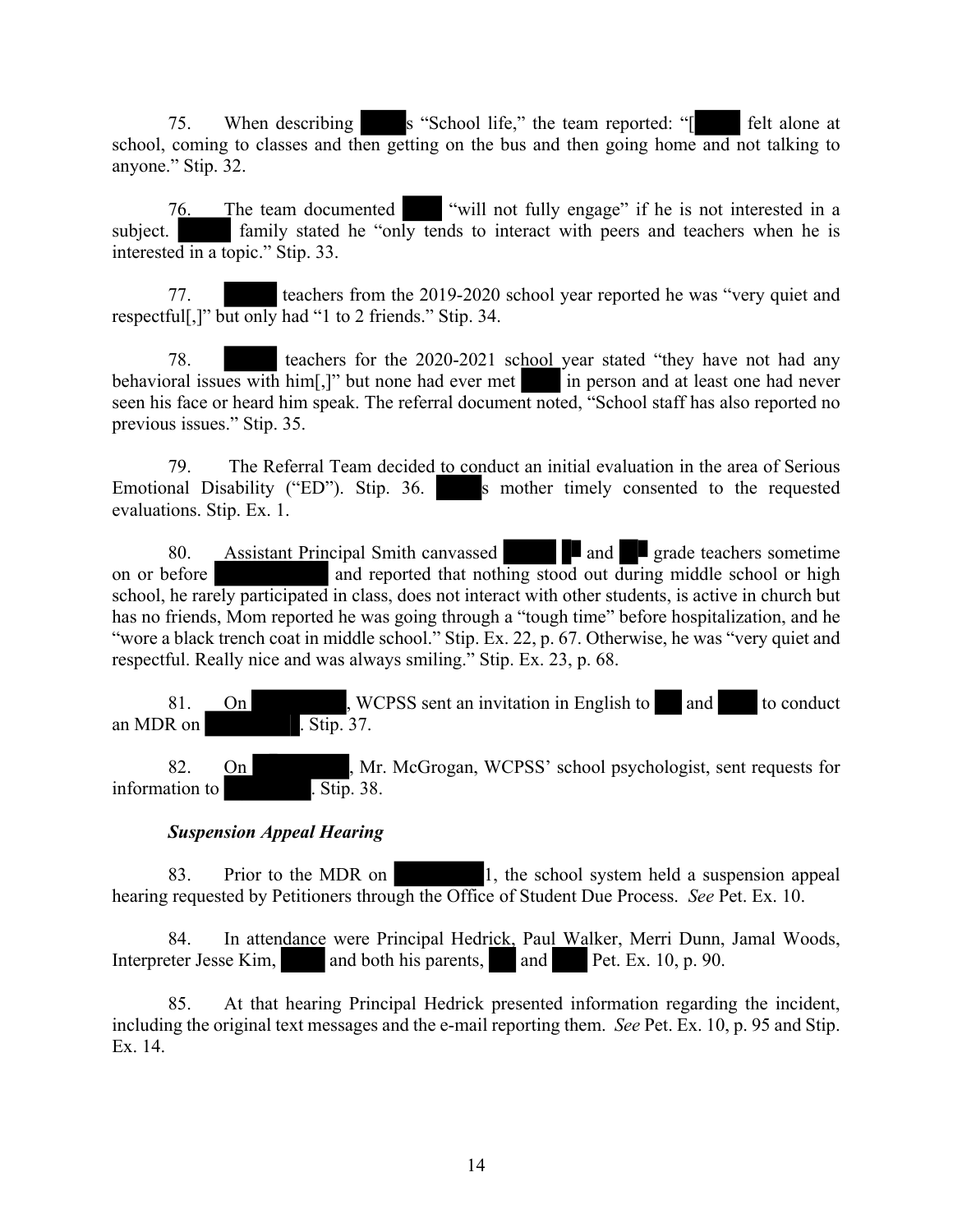75. When describing ██████s "School life," the team reported: "[██████ felt alone at school, coming to classes and then getting on the bus and then going home and not talking to anyone." Stip. 32.

76. The team documented ████ "will not fully engage" if he is not interested in a subject. ██████ family stated he "only tends to interact with peers and teachers when he is interested in a topic." Stip. 33.

77. ██████ teachers from the 2019-2020 school year reported he was "very quiet and respectful[,]" but only had "1 to 2 friends." Stip. 34.

78. ██████ teachers for the 2020-2021 school year stated "they have not had any behavioral issues with him[,]" but none had ever met ████ in person and at least one had never seen his face or heard him speak. The referral document noted, "School staff has also reported no previous issues." Stip. 35.

79. The Referral Team decided to conduct an initial evaluation in the area of Serious Emotional Disability ("ED"). Stip. 36. ██████s mother timely consented to the requested evaluations. Stip. Ex. 1.

80. Assistant Principal Smith canvassed ██████ ██ and ██ grade teachers sometime on or before ██████████ and reported that nothing stood out during middle school or high school, he rarely participated in class, does not interact with other students, is active in church but has no friends, Mom reported he was going through a "tough time" before hospitalization, and he "wore a black trench coat in middle school." Stip. Ex. 22, p. 67. Otherwise, he was "very quiet and respectful. Really nice and was always smiling." Stip. Ex. 23, p. 68.

81. On ██████████, WCPSS sent an invitation in English to ███ and ████ to conduct an MDR on ██████████. Stip. 37.

82. On ██████████, Mr. McGrogan, WCPSS' school psychologist, sent requests for information to ██████████. Stip. 38.

***Suspension Appeal Hearing***

83. Prior to the MDR on ██████████1, the school system held a suspension appeal hearing requested by Petitioners through the Office of Student Due Process. *See* Pet. Ex. 10.

84. In attendance were Principal Hedrick, Paul Walker, Merri Dunn, Jamal Woods, Interpreter Jesse Kim, ████ and both his parents, ███ and ████ Pet. Ex. 10, p. 90.

85. At that hearing Principal Hedrick presented information regarding the incident, including the original text messages and the e-mail reporting them. *See* Pet. Ex. 10, p. 95 and Stip. Ex. 14.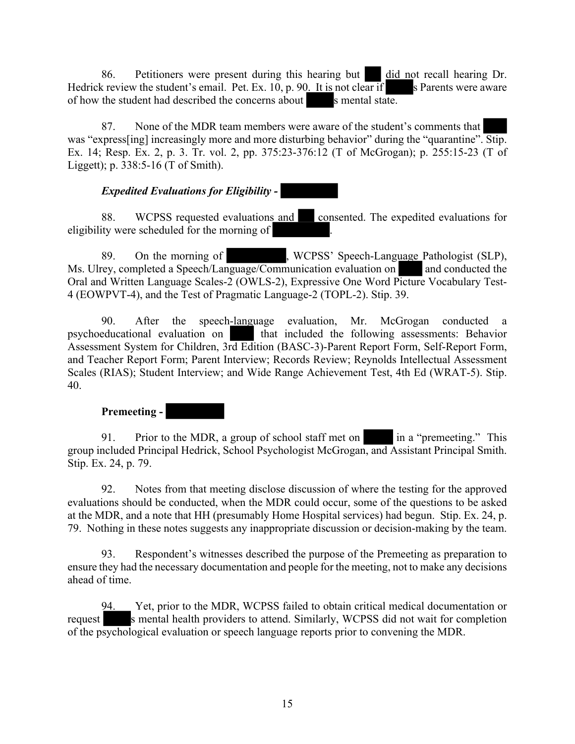86. Petitioners were present during this hearing but ███ did not recall hearing Dr. Hedrick review the student's email. Pet. Ex. 10, p. 90. It is not clear if ████s Parents were aware of how the student had described the concerns about ████s mental state.

87. None of the MDR team members were aware of the student's comments that ████ was "express[ing] increasingly more and more disturbing behavior" during the "quarantine". Stip. Ex. 14; Resp. Ex. 2, p. 3. Tr. vol. 2, pp. 375:23-376:12 (T of McGrogan); p. 255:15-23 (T of Liggett); p. 338:5-16 (T of Smith).

***Expedited Evaluations for Eligibility - █████***

88. WCPSS requested evaluations and ███ consented. The expedited evaluations for eligibility were scheduled for the morning of █████.

89. On the morning of █████, WCPSS' Speech-Language Pathologist (SLP), Ms. Ulrey, completed a Speech/Language/Communication evaluation on ████ and conducted the Oral and Written Language Scales-2 (OWLS-2), Expressive One Word Picture Vocabulary Test-4 (EOWPVT-4), and the Test of Pragmatic Language-2 (TOPL-2). Stip. 39.

90. After the speech-language evaluation, Mr. McGrogan conducted a psychoeducational evaluation on ████ that included the following assessments: Behavior Assessment System for Children, 3rd Edition (BASC-3)-Parent Report Form, Self-Report Form, and Teacher Report Form; Parent Interview; Records Review; Reynolds Intellectual Assessment Scales (RIAS); Student Interview; and Wide Range Achievement Test, 4th Ed (WRAT-5). Stip. 40.

**Premeeting - █████**

91. Prior to the MDR, a group of school staff met on ████ in a "premeeting." This group included Principal Hedrick, School Psychologist McGrogan, and Assistant Principal Smith. Stip. Ex. 24, p. 79.

92. Notes from that meeting disclose discussion of where the testing for the approved evaluations should be conducted, when the MDR could occur, some of the questions to be asked at the MDR, and a note that HH (presumably Home Hospital services) had begun. Stip. Ex. 24, p. 79. Nothing in these notes suggests any inappropriate discussion or decision-making by the team.

93. Respondent's witnesses described the purpose of the Premeeting as preparation to ensure they had the necessary documentation and people for the meeting, not to make any decisions ahead of time.

94. Yet, prior to the MDR, WCPSS failed to obtain critical medical documentation or request ████s mental health providers to attend. Similarly, WCPSS did not wait for completion of the psychological evaluation or speech language reports prior to convening the MDR.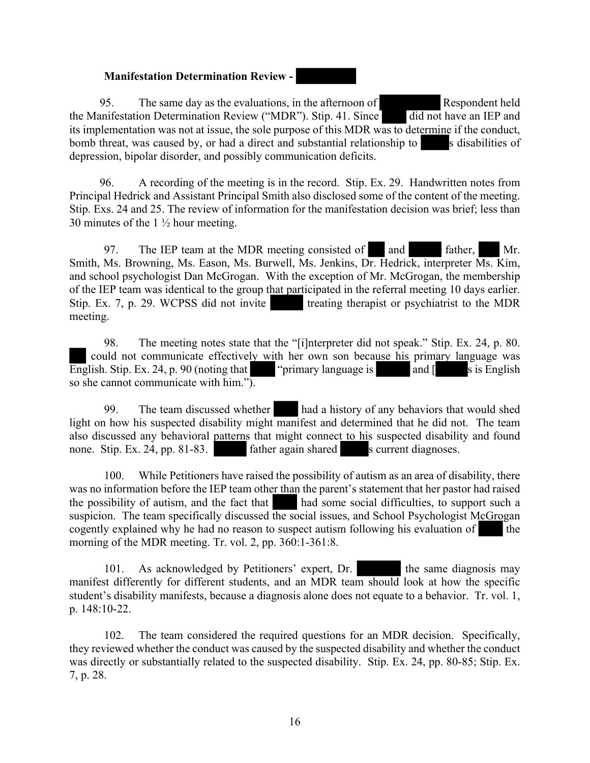**Manifestation Determination Review -**

95. The same day as the evaluations, in the afternoon of Respondent held the Manifestation Determination Review ("MDR"). Stip. 41. Since did not have an IEP and its implementation was not at issue, the sole purpose of this MDR was to determine if the conduct, bomb threat, was caused by, or had a direct and substantial relationship to s disabilities of depression, bipolar disorder, and possibly communication deficits.

96. A recording of the meeting is in the record. Stip. Ex. 29. Handwritten notes from Principal Hedrick and Assistant Principal Smith also disclosed some of the content of the meeting. Stip. Exs. 24 and 25. The review of information for the manifestation decision was brief; less than 30 minutes of the 1 ½ hour meeting.

97. The IEP team at the MDR meeting consisted of and father, Mr. Smith, Ms. Browning, Ms. Eason, Ms. Burwell, Ms. Jenkins, Dr. Hedrick, interpreter Ms. Kim, and school psychologist Dan McGrogan. With the exception of Mr. McGrogan, the membership of the IEP team was identical to the group that participated in the referral meeting 10 days earlier. Stip. Ex. 7, p. 29. WCPSS did not invite treating therapist or psychiatrist to the MDR meeting.

98. The meeting notes state that the "[i]nterpreter did not speak." Stip. Ex. 24, p. 80. could not communicate effectively with her own son because his primary language was English. Stip. Ex. 24, p. 90 (noting that "primary language is and [ s is English so she cannot communicate with him.").

99. The team discussed whether had a history of any behaviors that would shed light on how his suspected disability might manifest and determined that he did not. The team also discussed any behavioral patterns that might connect to his suspected disability and found none. Stip. Ex. 24, pp. 81-83. father again shared s current diagnoses.

100. While Petitioners have raised the possibility of autism as an area of disability, there was no information before the IEP team other than the parent's statement that her pastor had raised the possibility of autism, and the fact that had some social difficulties, to support such a suspicion. The team specifically discussed the social issues, and School Psychologist McGrogan cogently explained why he had no reason to suspect autism following his evaluation of the morning of the MDR meeting. Tr. vol. 2, pp. 360:1-361:8.

101. As acknowledged by Petitioners' expert, Dr. the same diagnosis may manifest differently for different students, and an MDR team should look at how the specific student's disability manifests, because a diagnosis alone does not equate to a behavior. Tr. vol. 1, p. 148:10-22.

102. The team considered the required questions for an MDR decision. Specifically, they reviewed whether the conduct was caused by the suspected disability and whether the conduct was directly or substantially related to the suspected disability. Stip. Ex. 24, pp. 80-85; Stip. Ex. 7, p. 28.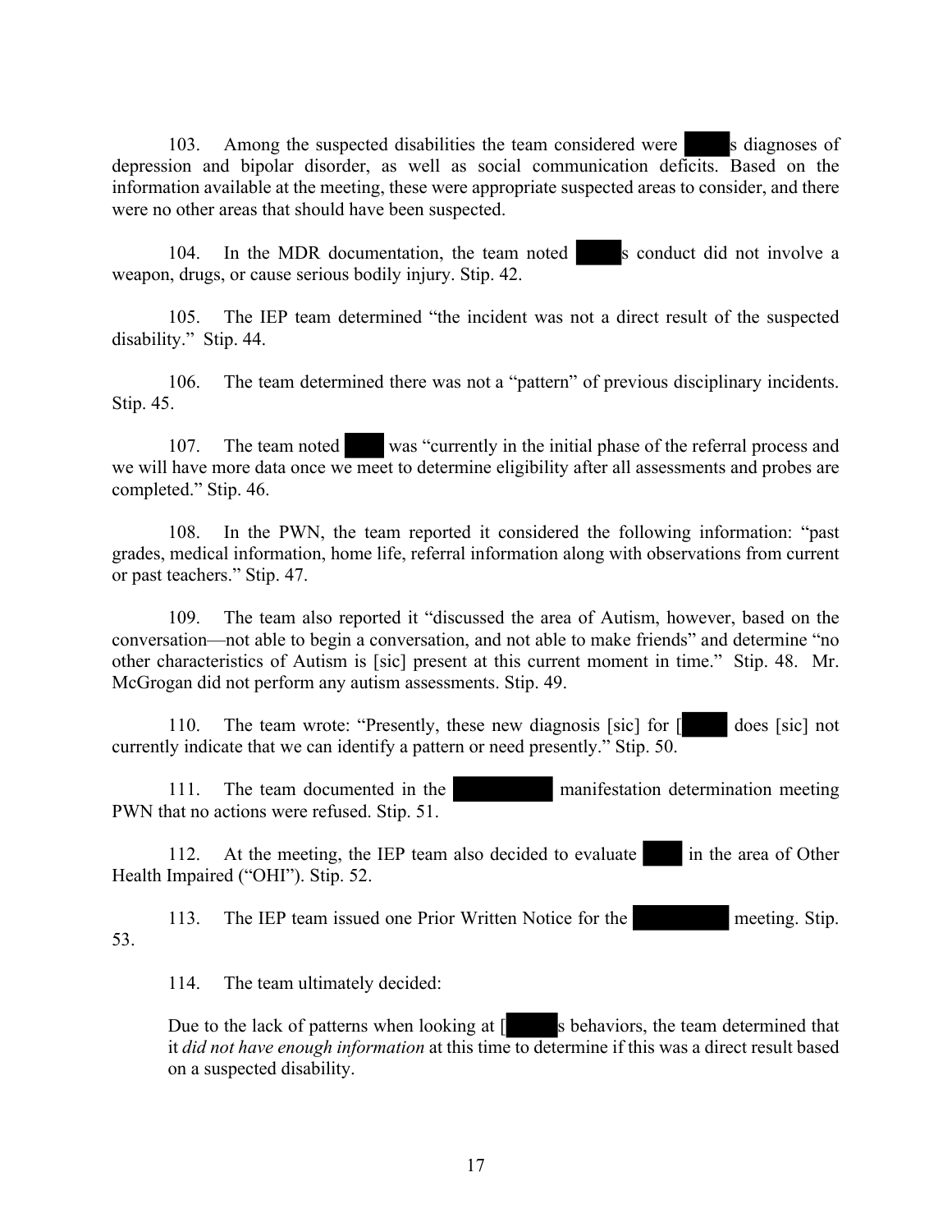103. Among the suspected disabilities the team considered were ███'s diagnoses of depression and bipolar disorder, as well as social communication deficits. Based on the information available at the meeting, these were appropriate suspected areas to consider, and there were no other areas that should have been suspected.

104. In the MDR documentation, the team noted ███'s conduct did not involve a weapon, drugs, or cause serious bodily injury. Stip. 42.

105. The IEP team determined "the incident was not a direct result of the suspected disability." Stip. 44.

106. The team determined there was not a "pattern" of previous disciplinary incidents. Stip. 45.

107. The team noted ███ was "currently in the initial phase of the referral process and we will have more data once we meet to determine eligibility after all assessments and probes are completed." Stip. 46.

108. In the PWN, the team reported it considered the following information: "past grades, medical information, home life, referral information along with observations from current or past teachers." Stip. 47.

109. The team also reported it "discussed the area of Autism, however, based on the conversation—not able to begin a conversation, and not able to make friends" and determine "no other characteristics of Autism is [sic] present at this current moment in time." Stip. 48. Mr. McGrogan did not perform any autism assessments. Stip. 49.

110. The team wrote: "Presently, these new diagnosis [sic] for [███ does [sic] not currently indicate that we can identify a pattern or need presently." Stip. 50.

111. The team documented in the ███ manifestation determination meeting PWN that no actions were refused. Stip. 51.

112. At the meeting, the IEP team also decided to evaluate ███ in the area of Other Health Impaired ("OHI"). Stip. 52.

113. The IEP team issued one Prior Written Notice for the ███ meeting. Stip. 53.

114. The team ultimately decided:

> Due to the lack of patterns when looking at [███'s behaviors, the team determined that it *did not have enough information* at this time to determine if this was a direct result based on a suspected disability.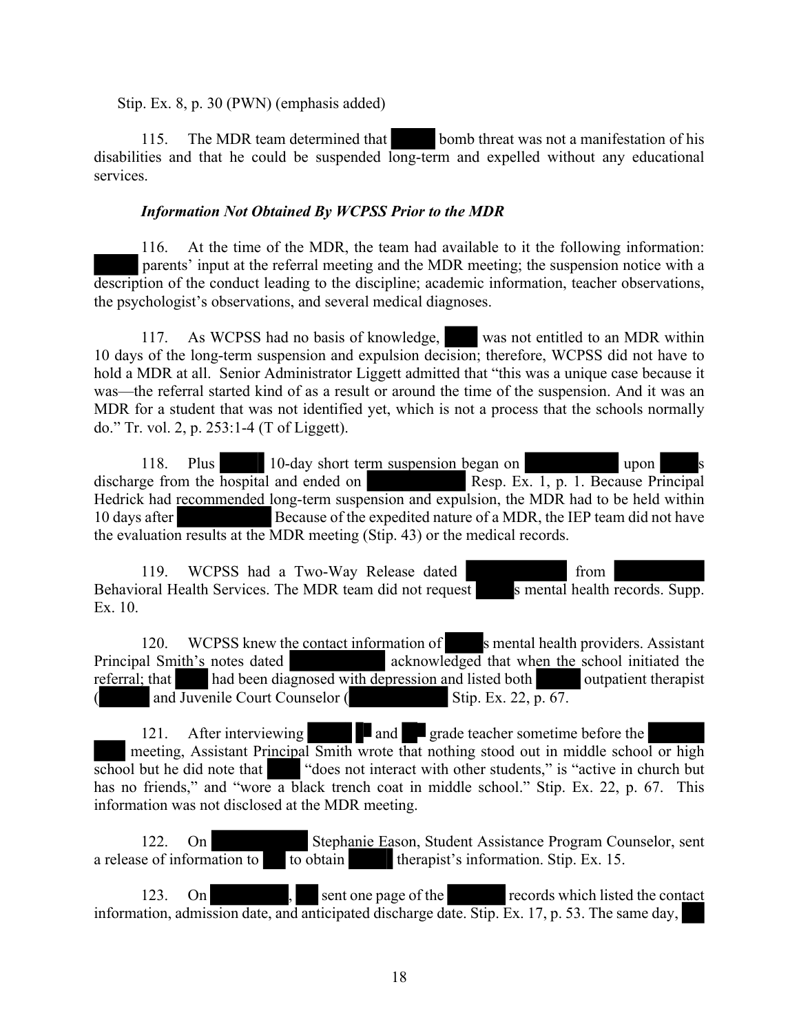Stip. Ex. 8, p. 30 (PWN) (emphasis added)

115. The MDR team determined that ██████ bomb threat was not a manifestation of his disabilities and that he could be suspended long-term and expelled without any educational services.

### *Information Not Obtained By WCPSS Prior to the MDR*

116. At the time of the MDR, the team had available to it the following information: ██████ parents' input at the referral meeting and the MDR meeting; the suspension notice with a description of the conduct leading to the discipline; academic information, teacher observations, the psychologist's observations, and several medical diagnoses.

117. As WCPSS had no basis of knowledge, █████ was not entitled to an MDR within 10 days of the long-term suspension and expulsion decision; therefore, WCPSS did not have to hold a MDR at all. Senior Administrator Liggett admitted that "this was a unique case because it was—the referral started kind of as a result or around the time of the suspension. And it was an MDR for a student that was not identified yet, which is not a process that the schools normally do." Tr. vol. 2, p. 253:1-4 (T of Liggett).

118. Plus ██████ 10-day short term suspension began on ████████████ upon █████s discharge from the hospital and ended on ████████████ Resp. Ex. 1, p. 1. Because Principal Hedrick had recommended long-term suspension and expulsion, the MDR had to be held within 10 days after ████████████ Because of the expedited nature of a MDR, the IEP team did not have the evaluation results at the MDR meeting (Stip. 43) or the medical records.

119. WCPSS had a Two-Way Release dated ████████████ from ████████████ Behavioral Health Services. The MDR team did not request █████s mental health records. Supp. Ex. 10.

120. WCPSS knew the contact information of █████s mental health providers. Assistant Principal Smith's notes dated ████████████ acknowledged that when the school initiated the referral; that █████ had been diagnosed with depression and listed both ██████ outpatient therapist (███████ and Juvenile Court Counselor (████████████ Stip. Ex. 22, p. 67.

121. After interviewing ██████ ██ and ██ grade teacher sometime before the ████████ ████ meeting, Assistant Principal Smith wrote that nothing stood out in middle school or high school but he did note that █████ "does not interact with other students," is "active in church but has no friends," and "wore a black trench coat in middle school." Stip. Ex. 22, p. 67. This information was not disclosed at the MDR meeting.

122. On ████████████ Stephanie Eason, Student Assistance Program Counselor, sent a release of information to ████ to obtain ██████ therapist's information. Stip. Ex. 15.

123. On ██████████, ███ sent one page of the ████████ records which listed the contact information, admission date, and anticipated discharge date. Stip. Ex. 17, p. 53. The same day, ███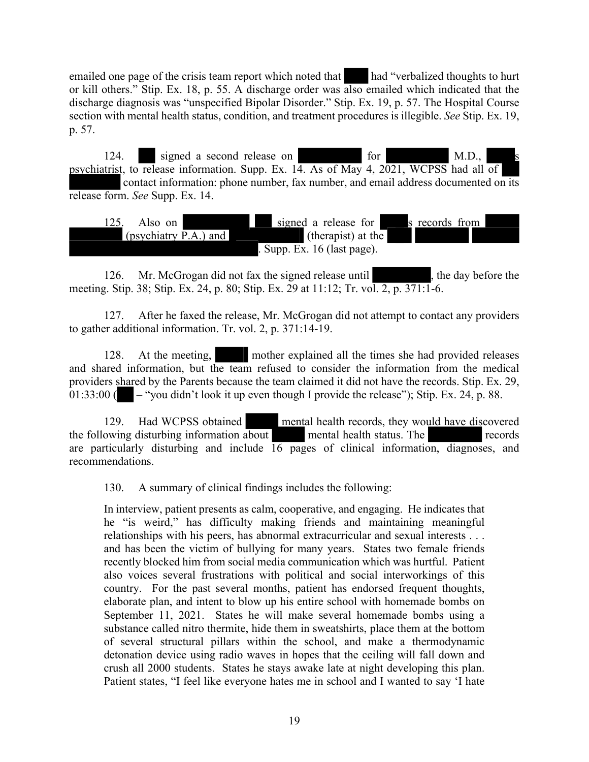emailed one page of the crisis team report which noted that ███ had "verbalized thoughts to hurt or kill others." Stip. Ex. 18, p. 55. A discharge order was also emailed which indicated that the discharge diagnosis was "unspecified Bipolar Disorder." Stip. Ex. 19, p. 57. The Hospital Course section with mental health status, condition, and treatment procedures is illegible. *See* Stip. Ex. 19, p. 57.

124. ███ signed a second release on ███ for ███ M.D., ███s psychiatrist, to release information. Supp. Ex. 14. As of May 4, 2021, WCPSS had all of ███ ███ contact information: phone number, fax number, and email address documented on its release form. *See* Supp. Ex. 14.

125. Also on ███ ███ signed a release for ███s records from ███ ███ (psychiatry P.A.) and ███ (therapist) at the ███ ███ ███ ███. Supp. Ex. 16 (last page).

126. Mr. McGrogan did not fax the signed release until ███, the day before the meeting. Stip. 38; Stip. Ex. 24, p. 80; Stip. Ex. 29 at 11:12; Tr. vol. 2, p. 371:1-6.

127. After he faxed the release, Mr. McGrogan did not attempt to contact any providers to gather additional information. Tr. vol. 2, p. 371:14-19.

128. At the meeting, ███ mother explained all the times she had provided releases and shared information, but the team refused to consider the information from the medical providers shared by the Parents because the team claimed it did not have the records. Stip. Ex. 29, 01:33:00 (███ – "you didn't look it up even though I provide the release"); Stip. Ex. 24, p. 88.

129. Had WCPSS obtained ███ mental health records, they would have discovered the following disturbing information about ███ mental health status. The ███ records are particularly disturbing and include 16 pages of clinical information, diagnoses, and recommendations.

130. A summary of clinical findings includes the following:

> In interview, patient presents as calm, cooperative, and engaging. He indicates that he "is weird," has difficulty making friends and maintaining meaningful relationships with his peers, has abnormal extracurricular and sexual interests . . . and has been the victim of bullying for many years. States two female friends recently blocked him from social media communication which was hurtful. Patient also voices several frustrations with political and social interworkings of this country. For the past several months, patient has endorsed frequent thoughts, elaborate plan, and intent to blow up his entire school with homemade bombs on September 11, 2021. States he will make several homemade bombs using a substance called nitro thermite, hide them in sweatshirts, place them at the bottom of several structural pillars within the school, and make a thermodynamic detonation device using radio waves in hopes that the ceiling will fall down and crush all 2000 students. States he stays awake late at night developing this plan. Patient states, "I feel like everyone hates me in school and I wanted to say 'I hate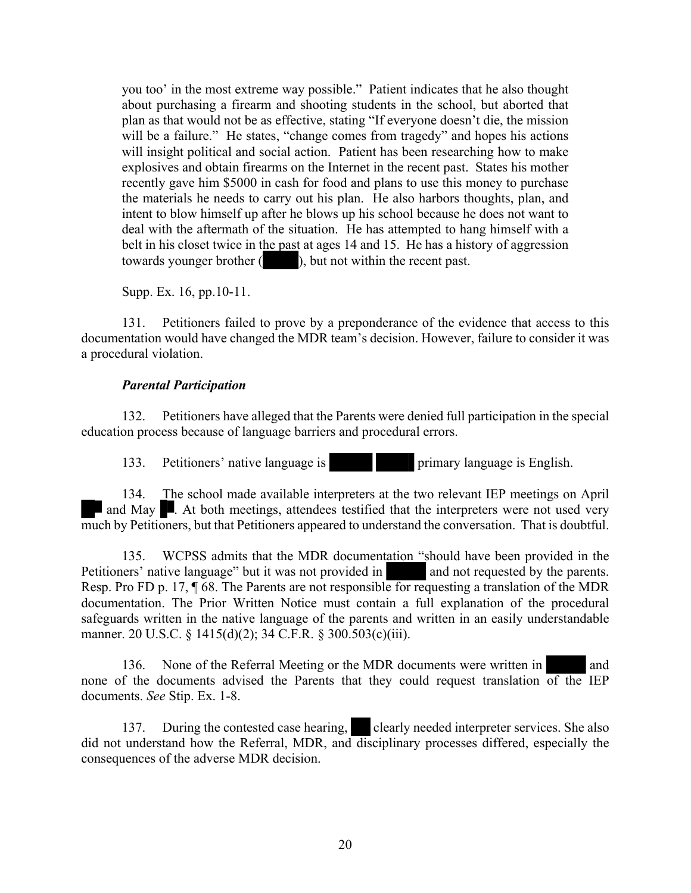you too' in the most extreme way possible." Patient indicates that he also thought about purchasing a firearm and shooting students in the school, but aborted that plan as that would not be as effective, stating "If everyone doesn't die, the mission will be a failure." He states, "change comes from tragedy" and hopes his actions will insight political and social action. Patient has been researching how to make explosives and obtain firearms on the Internet in the recent past. States his mother recently gave him $5000 in cash for food and plans to use this money to purchase the materials he needs to carry out his plan. He also harbors thoughts, plan, and intent to blow himself up after he blows up his school because he does not want to deal with the aftermath of the situation. He has attempted to hang himself with a belt in his closet twice in the past at ages 14 and 15. He has a history of aggression towards younger brother (█████), but not within the recent past.

Supp. Ex. 16, pp.10-11.

131. Petitioners failed to prove by a preponderance of the evidence that access to this documentation would have changed the MDR team's decision. However, failure to consider it was a procedural violation.

***Parental Participation***

132. Petitioners have alleged that the Parents were denied full participation in the special education process because of language barriers and procedural errors.

133. Petitioners' native language is █████ █████ primary language is English.

134. The school made available interpreters at the two relevant IEP meetings on April ██ and May █. At both meetings, attendees testified that the interpreters were not used very much by Petitioners, but that Petitioners appeared to understand the conversation. That is doubtful.

135. WCPSS admits that the MDR documentation "should have been provided in the Petitioners' native language" but it was not provided in █████ and not requested by the parents. Resp. Pro FD p. 17, ¶ 68. The Parents are not responsible for requesting a translation of the MDR documentation. The Prior Written Notice must contain a full explanation of the procedural safeguards written in the native language of the parents and written in an easily understandable manner. 20 U.S.C. § 1415(d)(2); 34 C.F.R. § 300.503(c)(iii).

136. None of the Referral Meeting or the MDR documents were written in █████ and none of the documents advised the Parents that they could request translation of the IEP documents. *See* Stip. Ex. 1-8.

137. During the contested case hearing, ███ clearly needed interpreter services. She also did not understand how the Referral, MDR, and disciplinary processes differed, especially the consequences of the adverse MDR decision.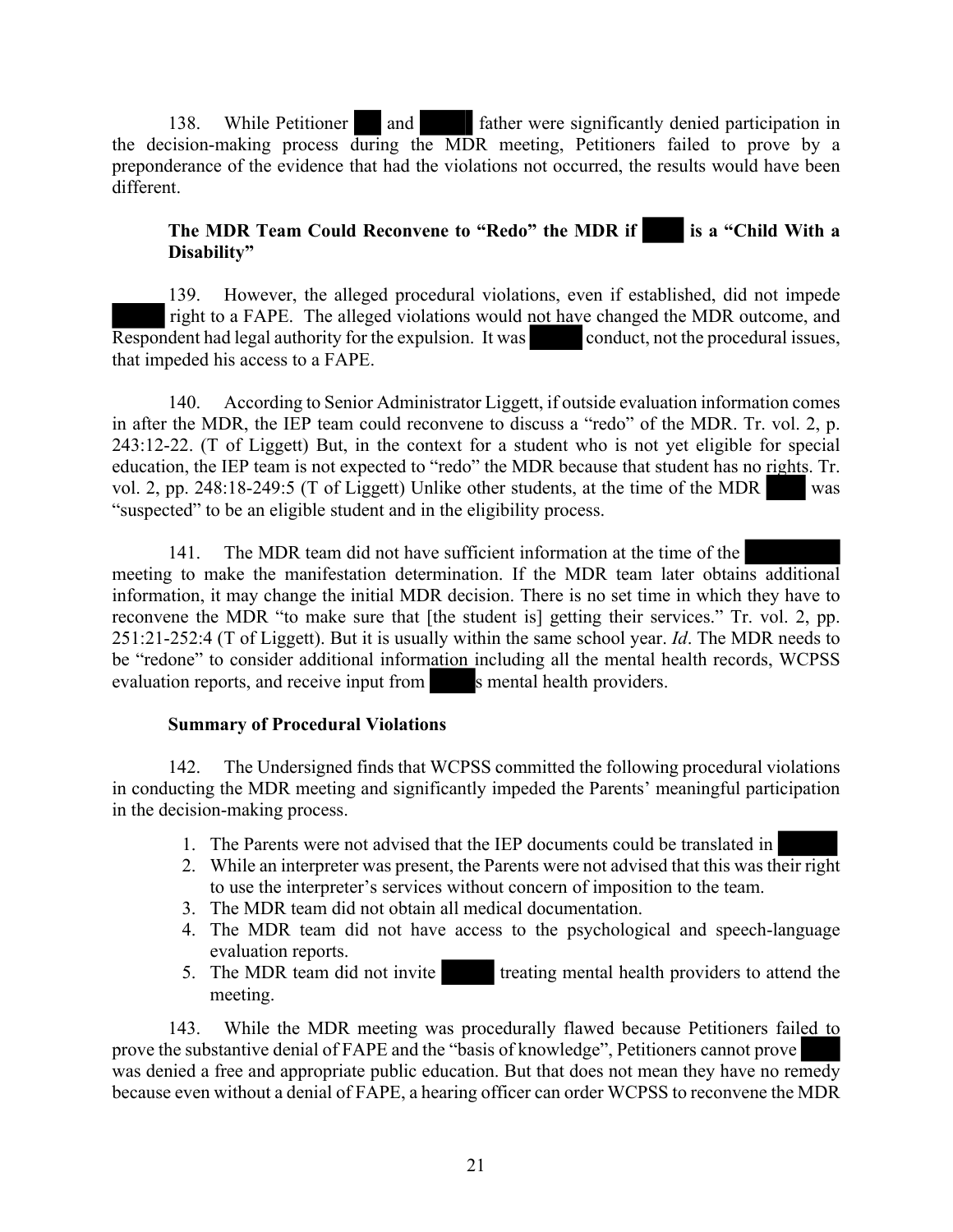138. While Petitioner ███ and █████ father were significantly denied participation in the decision-making process during the MDR meeting, Petitioners failed to prove by a preponderance of the evidence that had the violations not occurred, the results would have been different.

**The MDR Team Could Reconvene to "Redo" the MDR if ████ is a "Child With a Disability"**

139. However, the alleged procedural violations, even if established, did not impede █████ right to a FAPE. The alleged violations would not have changed the MDR outcome, and Respondent had legal authority for the expulsion. It was █████ conduct, not the procedural issues, that impeded his access to a FAPE.

140. According to Senior Administrator Liggett, if outside evaluation information comes in after the MDR, the IEP team could reconvene to discuss a "redo" of the MDR. Tr. vol. 2, p. 243:12-22. (T of Liggett) But, in the context for a student who is not yet eligible for special education, the IEP team is not expected to "redo" the MDR because that student has no rights. Tr. vol. 2, pp. 248:18-249:5 (T of Liggett) Unlike other students, at the time of the MDR ████ was "suspected" to be an eligible student and in the eligibility process.

141. The MDR team did not have sufficient information at the time of the █████████ meeting to make the manifestation determination. If the MDR team later obtains additional information, it may change the initial MDR decision. There is no set time in which they have to reconvene the MDR "to make sure that [the student is] getting their services." Tr. vol. 2, pp. 251:21-252:4 (T of Liggett). But it is usually within the same school year. *Id*. The MDR needs to be "redone" to consider additional information including all the mental health records, WCPSS evaluation reports, and receive input from █████s mental health providers.

**Summary of Procedural Violations**

142. The Undersigned finds that WCPSS committed the following procedural violations in conducting the MDR meeting and significantly impeded the Parents' meaningful participation in the decision-making process.

1. The Parents were not advised that the IEP documents could be translated in █████
2. While an interpreter was present, the Parents were not advised that this was their right to use the interpreter's services without concern of imposition to the team.
3. The MDR team did not obtain all medical documentation.
4. The MDR team did not have access to the psychological and speech-language evaluation reports.
5. The MDR team did not invite █████ treating mental health providers to attend the meeting.

143. While the MDR meeting was procedurally flawed because Petitioners failed to prove the substantive denial of FAPE and the "basis of knowledge", Petitioners cannot prove ████ was denied a free and appropriate public education. But that does not mean they have no remedy because even without a denial of FAPE, a hearing officer can order WCPSS to reconvene the MDR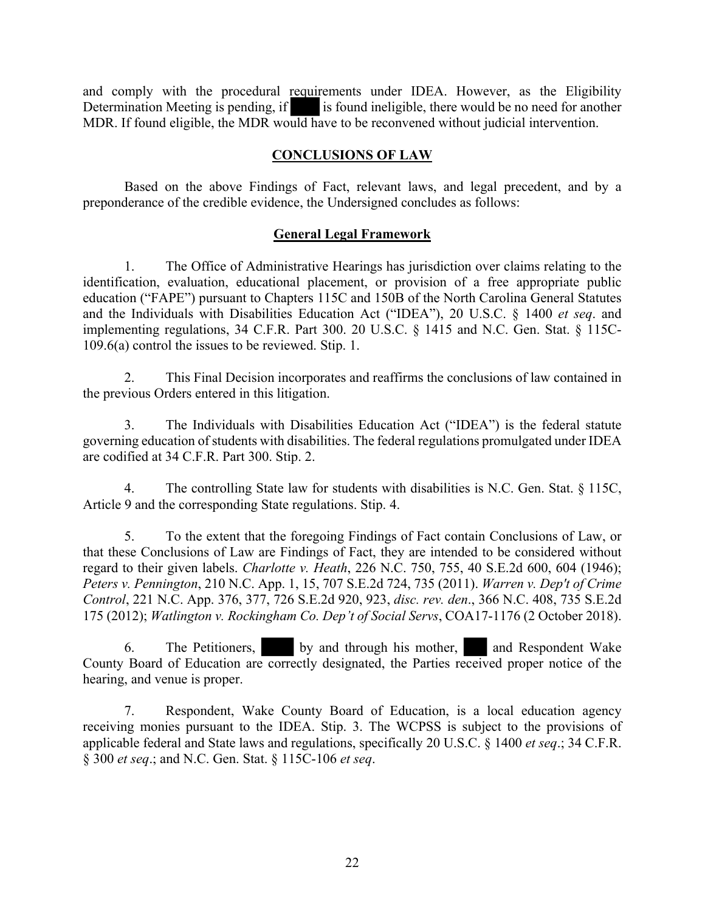and comply with the procedural requirements under IDEA. However, as the Eligibility Determination Meeting is pending, if ████ is found ineligible, there would be no need for another MDR. If found eligible, the MDR would have to be reconvened without judicial intervention.

## CONCLUSIONS OF LAW

Based on the above Findings of Fact, relevant laws, and legal precedent, and by a preponderance of the credible evidence, the Undersigned concludes as follows:

### General Legal Framework

1. The Office of Administrative Hearings has jurisdiction over claims relating to the identification, evaluation, educational placement, or provision of a free appropriate public education ("FAPE") pursuant to Chapters 115C and 150B of the North Carolina General Statutes and the Individuals with Disabilities Education Act ("IDEA"), 20 U.S.C. § 1400 *et seq*. and implementing regulations, 34 C.F.R. Part 300. 20 U.S.C. § 1415 and N.C. Gen. Stat. § 115C-109.6(a) control the issues to be reviewed. Stip. 1.

2. This Final Decision incorporates and reaffirms the conclusions of law contained in the previous Orders entered in this litigation.

3. The Individuals with Disabilities Education Act ("IDEA") is the federal statute governing education of students with disabilities. The federal regulations promulgated under IDEA are codified at 34 C.F.R. Part 300. Stip. 2.

4. The controlling State law for students with disabilities is N.C. Gen. Stat. § 115C, Article 9 and the corresponding State regulations. Stip. 4.

5. To the extent that the foregoing Findings of Fact contain Conclusions of Law, or that these Conclusions of Law are Findings of Fact, they are intended to be considered without regard to their given labels. *Charlotte v. Heath*, 226 N.C. 750, 755, 40 S.E.2d 600, 604 (1946); *Peters v. Pennington*, 210 N.C. App. 1, 15, 707 S.E.2d 724, 735 (2011). *Warren v. Dep't of Crime Control*, 221 N.C. App. 376, 377, 726 S.E.2d 920, 923, *disc. rev. den*., 366 N.C. 408, 735 S.E.2d 175 (2012); *Watlington v. Rockingham Co. Dep't of Social Servs*, COA17-1176 (2 October 2018).

6. The Petitioners, ████ by and through his mother, ███ and Respondent Wake County Board of Education are correctly designated, the Parties received proper notice of the hearing, and venue is proper.

7. Respondent, Wake County Board of Education, is a local education agency receiving monies pursuant to the IDEA. Stip. 3. The WCPSS is subject to the provisions of applicable federal and State laws and regulations, specifically 20 U.S.C. § 1400 *et seq*.; 34 C.F.R. § 300 *et seq*.; and N.C. Gen. Stat. § 115C-106 *et seq*.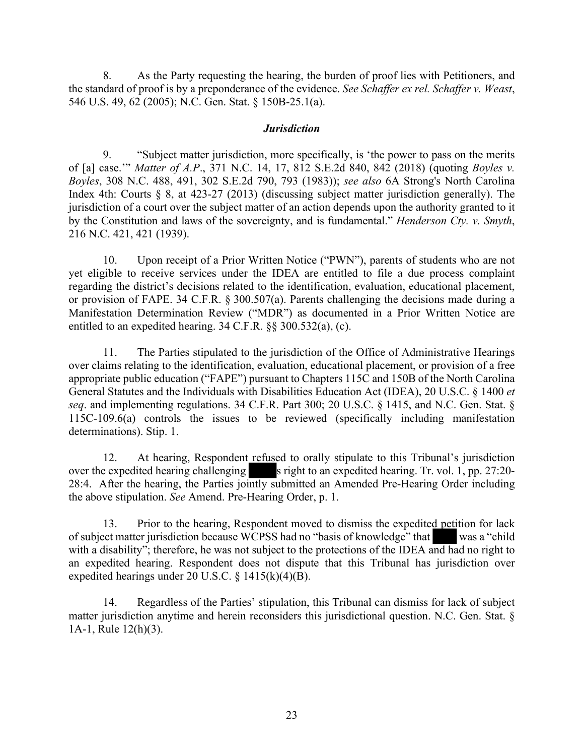8. As the Party requesting the hearing, the burden of proof lies with Petitioners, and the standard of proof is by a preponderance of the evidence. *See Schaffer ex rel. Schaffer v. Weast*, 546 U.S. 49, 62 (2005); N.C. Gen. Stat. § 150B-25.1(a).

***Jurisdiction***

9. "Subject matter jurisdiction, more specifically, is 'the power to pass on the merits of [a] case.'" *Matter of A.P*., 371 N.C. 14, 17, 812 S.E.2d 840, 842 (2018) (quoting *Boyles v. Boyles*, 308 N.C. 488, 491, 302 S.E.2d 790, 793 (1983)); *see also* 6A Strong's North Carolina Index 4th: Courts § 8, at 423-27 (2013) (discussing subject matter jurisdiction generally). The jurisdiction of a court over the subject matter of an action depends upon the authority granted to it by the Constitution and laws of the sovereignty, and is fundamental." *Henderson Cty. v. Smyth*, 216 N.C. 421, 421 (1939).

10. Upon receipt of a Prior Written Notice ("PWN"), parents of students who are not yet eligible to receive services under the IDEA are entitled to file a due process complaint regarding the district's decisions related to the identification, evaluation, educational placement, or provision of FAPE. 34 C.F.R. § 300.507(a). Parents challenging the decisions made during a Manifestation Determination Review ("MDR") as documented in a Prior Written Notice are entitled to an expedited hearing. 34 C.F.R. §§ 300.532(a), (c).

11. The Parties stipulated to the jurisdiction of the Office of Administrative Hearings over claims relating to the identification, evaluation, educational placement, or provision of a free appropriate public education ("FAPE") pursuant to Chapters 115C and 150B of the North Carolina General Statutes and the Individuals with Disabilities Education Act (IDEA), 20 U.S.C. § 1400 *et seq*. and implementing regulations. 34 C.F.R. Part 300; 20 U.S.C. § 1415, and N.C. Gen. Stat. § 115C-109.6(a) controls the issues to be reviewed (specifically including manifestation determinations). Stip. 1.

12. At hearing, Respondent refused to orally stipulate to this Tribunal's jurisdiction over the expedited hearing challenging [REDACTED]s right to an expedited hearing. Tr. vol. 1, pp. 27:20-28:4. After the hearing, the Parties jointly submitted an Amended Pre-Hearing Order including the above stipulation. *See* Amend. Pre-Hearing Order, p. 1.

13. Prior to the hearing, Respondent moved to dismiss the expedited petition for lack of subject matter jurisdiction because WCPSS had no "basis of knowledge" that [REDACTED] was a "child with a disability"; therefore, he was not subject to the protections of the IDEA and had no right to an expedited hearing. Respondent does not dispute that this Tribunal has jurisdiction over expedited hearings under 20 U.S.C. § 1415(k)(4)(B).

14. Regardless of the Parties' stipulation, this Tribunal can dismiss for lack of subject matter jurisdiction anytime and herein reconsiders this jurisdictional question. N.C. Gen. Stat. § 1A-1, Rule 12(h)(3).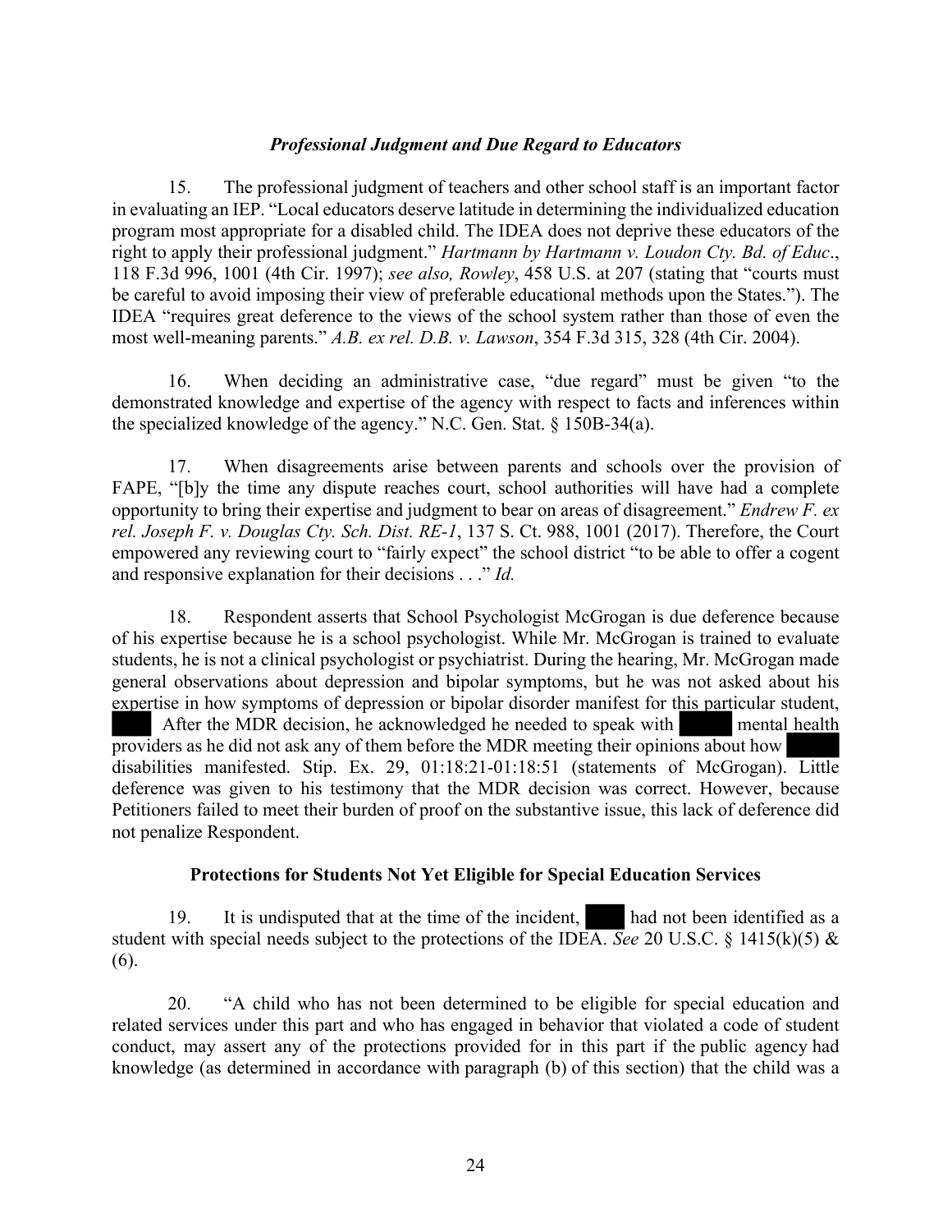### *Professional Judgment and Due Regard to Educators*

15. The professional judgment of teachers and other school staff is an important factor in evaluating an IEP. "Local educators deserve latitude in determining the individualized education program most appropriate for a disabled child. The IDEA does not deprive these educators of the right to apply their professional judgment." *Hartmann by Hartmann v. Loudon Cty. Bd. of Educ*., 118 F.3d 996, 1001 (4th Cir. 1997); *see also, Rowley*, 458 U.S. at 207 (stating that "courts must be careful to avoid imposing their view of preferable educational methods upon the States."). The IDEA "requires great deference to the views of the school system rather than those of even the most well-meaning parents." *A.B. ex rel. D.B. v. Lawson*, 354 F.3d 315, 328 (4th Cir. 2004).

16. When deciding an administrative case, "due regard" must be given "to the demonstrated knowledge and expertise of the agency with respect to facts and inferences within the specialized knowledge of the agency." N.C. Gen. Stat. § 150B-34(a).

17. When disagreements arise between parents and schools over the provision of FAPE, "[b]y the time any dispute reaches court, school authorities will have had a complete opportunity to bring their expertise and judgment to bear on areas of disagreement." *Endrew F. ex rel. Joseph F. v. Douglas Cty. Sch. Dist. RE-1*, 137 S. Ct. 988, 1001 (2017). Therefore, the Court empowered any reviewing court to "fairly expect" the school district "to be able to offer a cogent and responsive explanation for their decisions . . ." *Id.*

18. Respondent asserts that School Psychologist McGrogan is due deference because of his expertise because he is a school psychologist. While Mr. McGrogan is trained to evaluate students, he is not a clinical psychologist or psychiatrist. During the hearing, Mr. McGrogan made general observations about depression and bipolar symptoms, but he was not asked about his expertise in how symptoms of depression or bipolar disorder manifest for this particular student, ████ After the MDR decision, he acknowledged he needed to speak with ████ mental health providers as he did not ask any of them before the MDR meeting their opinions about how ████ disabilities manifested. Stip. Ex. 29, 01:18:21-01:18:51 (statements of McGrogan). Little deference was given to his testimony that the MDR decision was correct. However, because Petitioners failed to meet their burden of proof on the substantive issue, this lack of deference did not penalize Respondent.

### Protections for Students Not Yet Eligible for Special Education Services

19. It is undisputed that at the time of the incident, ████ had not been identified as a student with special needs subject to the protections of the IDEA. *See* 20 U.S.C. § 1415(k)(5) & (6).

20. "A child who has not been determined to be eligible for special education and related services under this part and who has engaged in behavior that violated a code of student conduct, may assert any of the protections provided for in this part if the public agency had knowledge (as determined in accordance with paragraph (b) of this section) that the child was a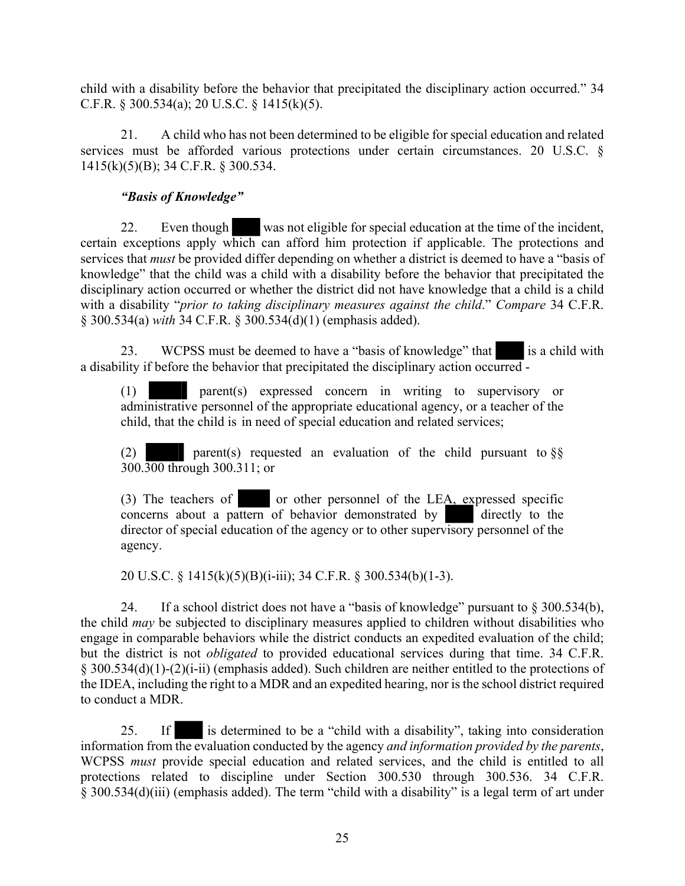child with a disability before the behavior that precipitated the disciplinary action occurred." 34 C.F.R. § 300.534(a); 20 U.S.C. § 1415(k)(5).

21. A child who has not been determined to be eligible for special education and related services must be afforded various protections under certain circumstances. 20 U.S.C. § 1415(k)(5)(B); 34 C.F.R. § 300.534.

***"Basis of Knowledge"***

22. Even though ███ was not eligible for special education at the time of the incident, certain exceptions apply which can afford him protection if applicable. The protections and services that *must* be provided differ depending on whether a district is deemed to have a "basis of knowledge" that the child was a child with a disability before the behavior that precipitated the disciplinary action occurred or whether the district did not have knowledge that a child is a child with a disability "*prior to taking disciplinary measures against the child*." *Compare* 34 C.F.R. § 300.534(a) *with* 34 C.F.R. § 300.534(d)(1) (emphasis added).

23. WCPSS must be deemed to have a "basis of knowledge" that ███ is a child with a disability if before the behavior that precipitated the disciplinary action occurred -

> (1) ███ parent(s) expressed concern in writing to supervisory or administrative personnel of the appropriate educational agency, or a teacher of the child, that the child is in need of special education and related services;
>
> (2) ███ parent(s) requested an evaluation of the child pursuant to §§ 300.300 through 300.311; or
>
> (3) The teachers of ███ or other personnel of the LEA, expressed specific concerns about a pattern of behavior demonstrated by ███ directly to the director of special education of the agency or to other supervisory personnel of the agency.
>
> 20 U.S.C. § 1415(k)(5)(B)(i-iii); 34 C.F.R. § 300.534(b)(1-3).

24. If a school district does not have a "basis of knowledge" pursuant to § 300.534(b), the child *may* be subjected to disciplinary measures applied to children without disabilities who engage in comparable behaviors while the district conducts an expedited evaluation of the child; but the district is not *obligated* to provided educational services during that time. 34 C.F.R. § 300.534(d)(1)-(2)(i-ii) (emphasis added). Such children are neither entitled to the protections of the IDEA, including the right to a MDR and an expedited hearing, nor is the school district required to conduct a MDR.

25. If ███ is determined to be a "child with a disability", taking into consideration information from the evaluation conducted by the agency *and information provided by the parents*, WCPSS *must* provide special education and related services, and the child is entitled to all protections related to discipline under Section 300.530 through 300.536. 34 C.F.R. § 300.534(d)(iii) (emphasis added). The term "child with a disability" is a legal term of art under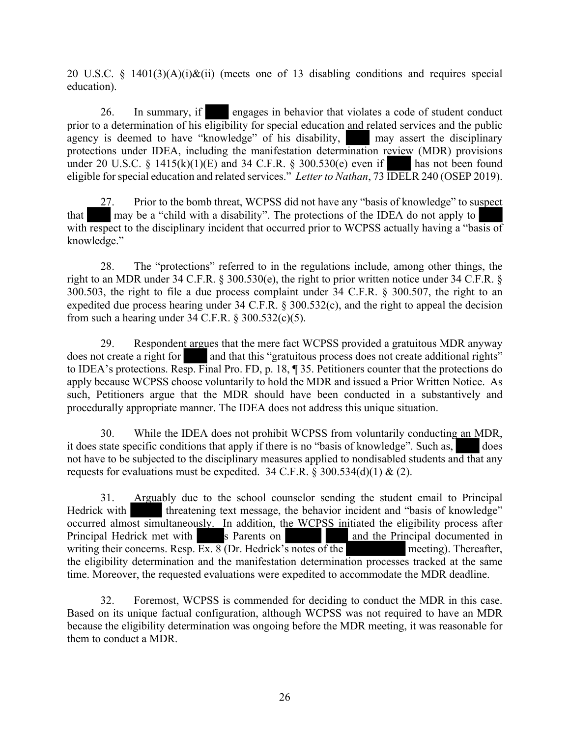20 U.S.C. § 1401(3)(A)(i)&(ii) (meets one of 13 disabling conditions and requires special education).

26. In summary, if ████ engages in behavior that violates a code of student conduct prior to a determination of his eligibility for special education and related services and the public agency is deemed to have "knowledge" of his disability, ████ may assert the disciplinary protections under IDEA, including the manifestation determination review (MDR) provisions under 20 U.S.C. § 1415(k)(1)(E) and 34 C.F.R. § 300.530(e) even if ████ has not been found eligible for special education and related services." *Letter to Nathan*, 73 IDELR 240 (OSEP 2019).

27. Prior to the bomb threat, WCPSS did not have any "basis of knowledge" to suspect that ████ may be a "child with a disability". The protections of the IDEA do not apply to ████ with respect to the disciplinary incident that occurred prior to WCPSS actually having a "basis of knowledge."

28. The "protections" referred to in the regulations include, among other things, the right to an MDR under 34 C.F.R. § 300.530(e), the right to prior written notice under 34 C.F.R. § 300.503, the right to file a due process complaint under 34 C.F.R. § 300.507, the right to an expedited due process hearing under 34 C.F.R. § 300.532(c), and the right to appeal the decision from such a hearing under 34 C.F.R. § 300.532(c)(5).

29. Respondent argues that the mere fact WCPSS provided a gratuitous MDR anyway does not create a right for ████ and that this "gratuitous process does not create additional rights" to IDEA's protections. Resp. Final Pro. FD, p. 18, ¶ 35. Petitioners counter that the protections do apply because WCPSS choose voluntarily to hold the MDR and issued a Prior Written Notice. As such, Petitioners argue that the MDR should have been conducted in a substantively and procedurally appropriate manner. The IDEA does not address this unique situation.

30. While the IDEA does not prohibit WCPSS from voluntarily conducting an MDR, it does state specific conditions that apply if there is no "basis of knowledge". Such as, ████ does not have to be subjected to the disciplinary measures applied to nondisabled students and that any requests for evaluations must be expedited. 34 C.F.R. § 300.534(d)(1) & (2).

31. Arguably due to the school counselor sending the student email to Principal Hedrick with █████ threatening text message, the behavior incident and "basis of knowledge" occurred almost simultaneously. In addition, the WCPSS initiated the eligibility process after Principal Hedrick met with ████s Parents on ██████ ███ and the Principal documented in writing their concerns. Resp. Ex. 8 (Dr. Hedrick's notes of the ██████████ meeting). Thereafter, the eligibility determination and the manifestation determination processes tracked at the same time. Moreover, the requested evaluations were expedited to accommodate the MDR deadline.

32. Foremost, WCPSS is commended for deciding to conduct the MDR in this case. Based on its unique factual configuration, although WCPSS was not required to have an MDR because the eligibility determination was ongoing before the MDR meeting, it was reasonable for them to conduct a MDR.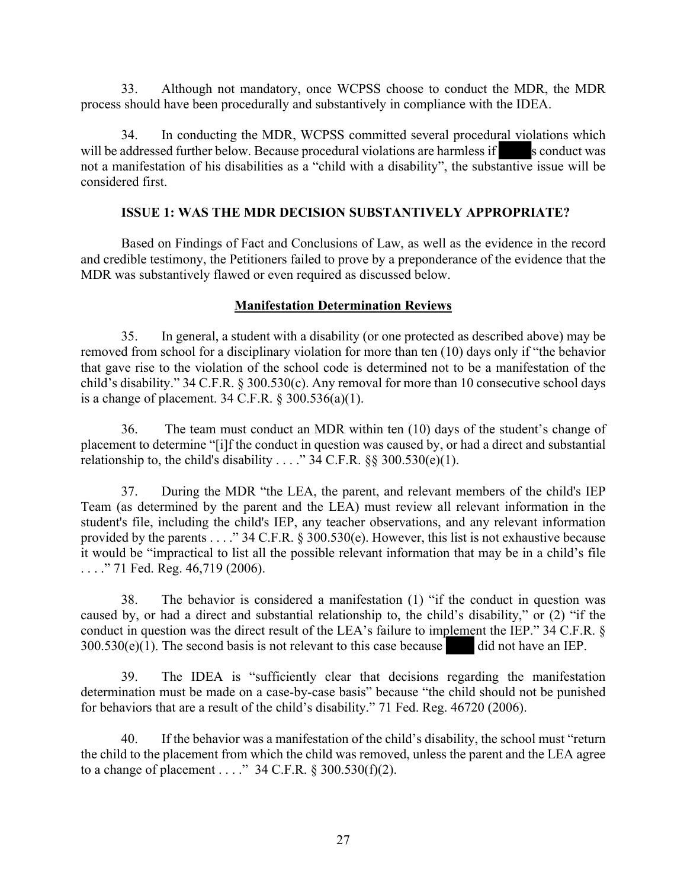33. Although not mandatory, once WCPSS choose to conduct the MDR, the MDR process should have been procedurally and substantively in compliance with the IDEA.

34. In conducting the MDR, WCPSS committed several procedural violations which will be addressed further below. Because procedural violations are harmless if ███s conduct was not a manifestation of his disabilities as a "child with a disability", the substantive issue will be considered first.

**ISSUE 1: WAS THE MDR DECISION SUBSTANTIVELY APPROPRIATE?**

Based on Findings of Fact and Conclusions of Law, as well as the evidence in the record and credible testimony, the Petitioners failed to prove by a preponderance of the evidence that the MDR was substantively flawed or even required as discussed below.

**Manifestation Determination Reviews**

35. In general, a student with a disability (or one protected as described above) may be removed from school for a disciplinary violation for more than ten (10) days only if "the behavior that gave rise to the violation of the school code is determined not to be a manifestation of the child's disability." 34 C.F.R. § 300.530(c). Any removal for more than 10 consecutive school days is a change of placement. 34 C.F.R. § 300.536(a)(1).

36. The team must conduct an MDR within ten (10) days of the student's change of placement to determine "[i]f the conduct in question was caused by, or had a direct and substantial relationship to, the child's disability . . . ." 34 C.F.R. §§ 300.530(e)(1).

37. During the MDR "the LEA, the parent, and relevant members of the child's IEP Team (as determined by the parent and the LEA) must review all relevant information in the student's file, including the child's IEP, any teacher observations, and any relevant information provided by the parents . . . ." 34 C.F.R. § 300.530(e). However, this list is not exhaustive because it would be "impractical to list all the possible relevant information that may be in a child's file . . . ." 71 Fed. Reg. 46,719 (2006).

38. The behavior is considered a manifestation (1) "if the conduct in question was caused by, or had a direct and substantial relationship to, the child's disability," or (2) "if the conduct in question was the direct result of the LEA's failure to implement the IEP." 34 C.F.R. § 300.530(e)(1). The second basis is not relevant to this case because ███ did not have an IEP.

39. The IDEA is "sufficiently clear that decisions regarding the manifestation determination must be made on a case-by-case basis" because "the child should not be punished for behaviors that are a result of the child's disability." 71 Fed. Reg. 46720 (2006).

40. If the behavior was a manifestation of the child's disability, the school must "return the child to the placement from which the child was removed, unless the parent and the LEA agree to a change of placement . . . ." 34 C.F.R. § 300.530(f)(2).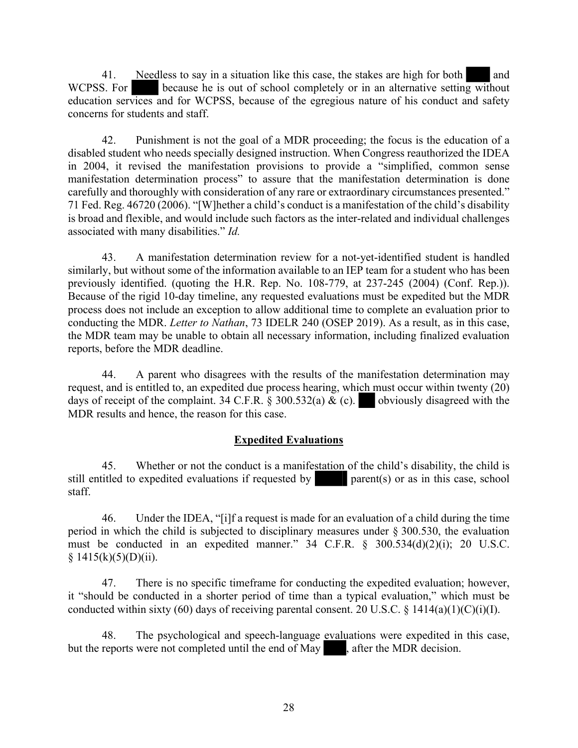41. Needless to say in a situation like this case, the stakes are high for both ███ and WCPSS. For ███ because he is out of school completely or in an alternative setting without education services and for WCPSS, because of the egregious nature of his conduct and safety concerns for students and staff.

42. Punishment is not the goal of a MDR proceeding; the focus is the education of a disabled student who needs specially designed instruction. When Congress reauthorized the IDEA in 2004, it revised the manifestation provisions to provide a "simplified, common sense manifestation determination process" to assure that the manifestation determination is done carefully and thoroughly with consideration of any rare or extraordinary circumstances presented." 71 Fed. Reg. 46720 (2006). "[W]hether a child's conduct is a manifestation of the child's disability is broad and flexible, and would include such factors as the inter-related and individual challenges associated with many disabilities." *Id.*

43. A manifestation determination review for a not-yet-identified student is handled similarly, but without some of the information available to an IEP team for a student who has been previously identified. (quoting the H.R. Rep. No. 108-779, at 237-245 (2004) (Conf. Rep.)). Because of the rigid 10-day timeline, any requested evaluations must be expedited but the MDR process does not include an exception to allow additional time to complete an evaluation prior to conducting the MDR. *Letter to Nathan*, 73 IDELR 240 (OSEP 2019). As a result, as in this case, the MDR team may be unable to obtain all necessary information, including finalized evaluation reports, before the MDR deadline.

44. A parent who disagrees with the results of the manifestation determination may request, and is entitled to, an expedited due process hearing, which must occur within twenty (20) days of receipt of the complaint. 34 C.F.R. § 300.532(a) & (c). ███ obviously disagreed with the MDR results and hence, the reason for this case.

## Expedited Evaluations

45. Whether or not the conduct is a manifestation of the child's disability, the child is still entitled to expedited evaluations if requested by ███ parent(s) or as in this case, school staff.

46. Under the IDEA, "[i]f a request is made for an evaluation of a child during the time period in which the child is subjected to disciplinary measures under § 300.530, the evaluation must be conducted in an expedited manner." 34 C.F.R. § 300.534(d)(2)(i); 20 U.S.C. § 1415(k)(5)(D)(ii).

47. There is no specific timeframe for conducting the expedited evaluation; however, it "should be conducted in a shorter period of time than a typical evaluation," which must be conducted within sixty (60) days of receiving parental consent. 20 U.S.C. § 1414(a)(1)(C)(i)(I).

48. The psychological and speech-language evaluations were expedited in this case, but the reports were not completed until the end of May ███, after the MDR decision.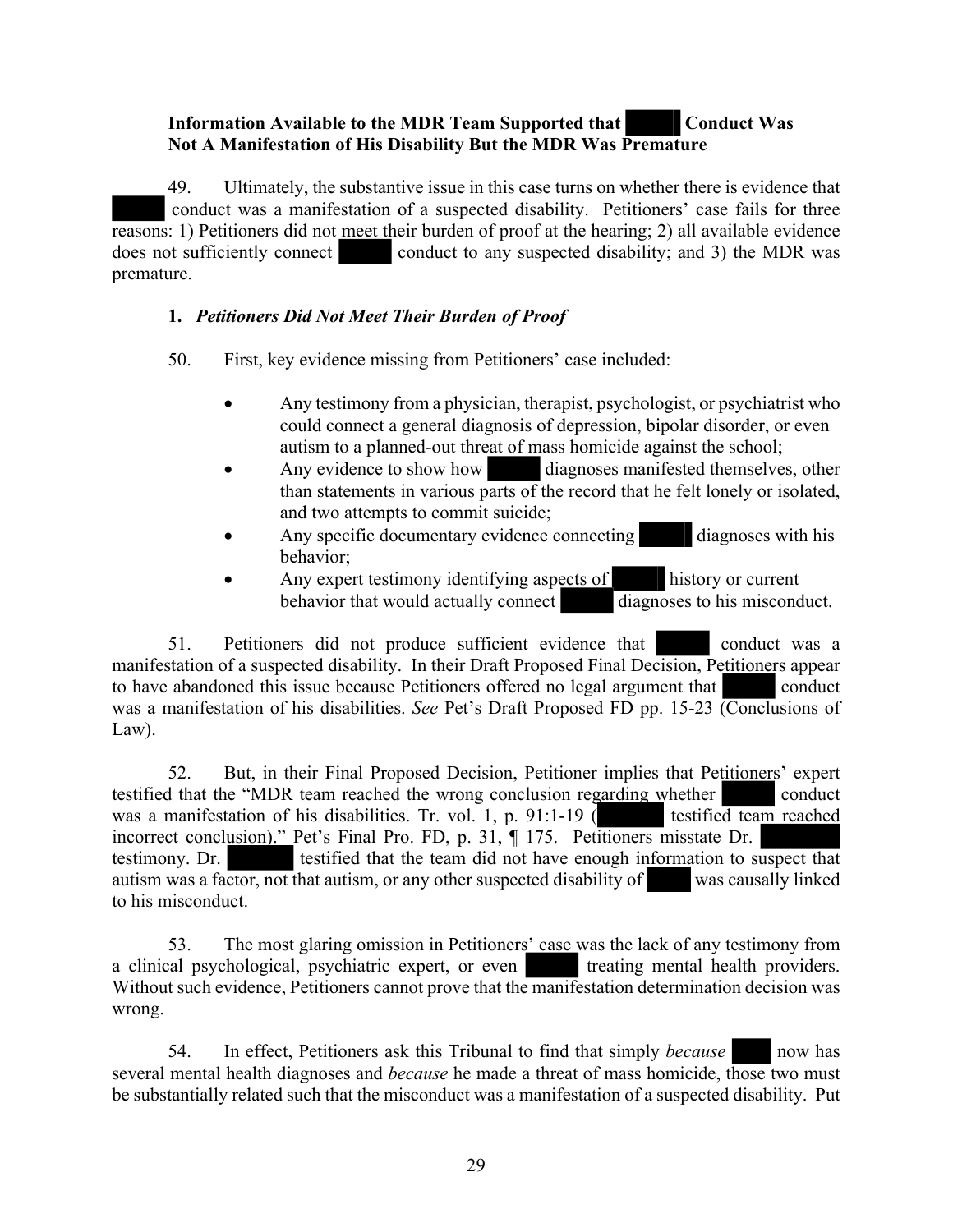**Information Available to the MDR Team Supported that ████ Conduct Was Not A Manifestation of His Disability But the MDR Was Premature**

49. Ultimately, the substantive issue in this case turns on whether there is evidence that ████ conduct was a manifestation of a suspected disability. Petitioners' case fails for three reasons: 1) Petitioners did not meet their burden of proof at the hearing; 2) all available evidence does not sufficiently connect ████ conduct to any suspected disability; and 3) the MDR was premature.

**1. *Petitioners Did Not Meet Their Burden of Proof***

50. First, key evidence missing from Petitioners' case included:

- Any testimony from a physician, therapist, psychologist, or psychiatrist who could connect a general diagnosis of depression, bipolar disorder, or even autism to a planned-out threat of mass homicide against the school;
- Any evidence to show how ████ diagnoses manifested themselves, other than statements in various parts of the record that he felt lonely or isolated, and two attempts to commit suicide;
- Any specific documentary evidence connecting ████ diagnoses with his behavior;
- Any expert testimony identifying aspects of ████ history or current behavior that would actually connect ████ diagnoses to his misconduct.

51. Petitioners did not produce sufficient evidence that ████ conduct was a manifestation of a suspected disability. In their Draft Proposed Final Decision, Petitioners appear to have abandoned this issue because Petitioners offered no legal argument that ████ conduct was a manifestation of his disabilities. *See* Pet's Draft Proposed FD pp. 15-23 (Conclusions of Law).

52. But, in their Final Proposed Decision, Petitioner implies that Petitioners' expert testified that the "MDR team reached the wrong conclusion regarding whether ████ conduct was a manifestation of his disabilities. Tr. vol. 1, p. 91:1-19 (████ testified team reached incorrect conclusion)." Pet's Final Pro. FD, p. 31, ¶ 175. Petitioners misstate Dr. ████ testimony. Dr. ████ testified that the team did not have enough information to suspect that autism was a factor, not that autism, or any other suspected disability of ████ was causally linked to his misconduct.

53. The most glaring omission in Petitioners' case was the lack of any testimony from a clinical psychological, psychiatric expert, or even ████ treating mental health providers. Without such evidence, Petitioners cannot prove that the manifestation determination decision was wrong.

54. In effect, Petitioners ask this Tribunal to find that simply *because* ████ now has several mental health diagnoses and *because* he made a threat of mass homicide, those two must be substantially related such that the misconduct was a manifestation of a suspected disability. Put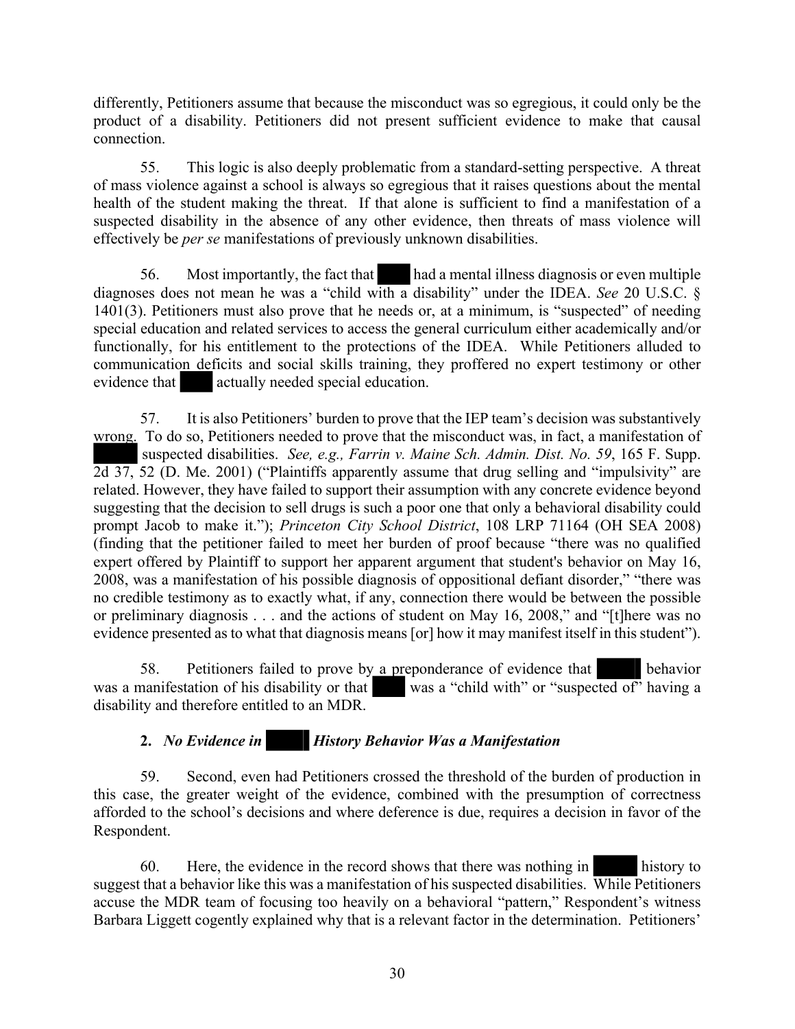differently, Petitioners assume that because the misconduct was so egregious, it could only be the product of a disability. Petitioners did not present sufficient evidence to make that causal connection.

55. This logic is also deeply problematic from a standard-setting perspective. A threat of mass violence against a school is always so egregious that it raises questions about the mental health of the student making the threat. If that alone is sufficient to find a manifestation of a suspected disability in the absence of any other evidence, then threats of mass violence will effectively be *per se* manifestations of previously unknown disabilities.

56. Most importantly, the fact that ████ had a mental illness diagnosis or even multiple diagnoses does not mean he was a "child with a disability" under the IDEA. *See* 20 U.S.C. § 1401(3). Petitioners must also prove that he needs or, at a minimum, is "suspected" of needing special education and related services to access the general curriculum either academically and/or functionally, for his entitlement to the protections of the IDEA. While Petitioners alluded to communication deficits and social skills training, they proffered no expert testimony or other evidence that ████ actually needed special education.

57. It is also Petitioners' burden to prove that the IEP team's decision was substantively wrong. To do so, Petitioners needed to prove that the misconduct was, in fact, a manifestation of █████ suspected disabilities. *See, e.g., Farrin v. Maine Sch. Admin. Dist. No. 59*, 165 F. Supp. 2d 37, 52 (D. Me. 2001) ("Plaintiffs apparently assume that drug selling and "impulsivity" are related. However, they have failed to support their assumption with any concrete evidence beyond suggesting that the decision to sell drugs is such a poor one that only a behavioral disability could prompt Jacob to make it."); *Princeton City School District*, 108 LRP 71164 (OH SEA 2008) (finding that the petitioner failed to meet her burden of proof because "there was no qualified expert offered by Plaintiff to support her apparent argument that student's behavior on May 16, 2008, was a manifestation of his possible diagnosis of oppositional defiant disorder," "there was no credible testimony as to exactly what, if any, connection there would be between the possible or preliminary diagnosis . . . and the actions of student on May 16, 2008," and "[t]here was no evidence presented as to what that diagnosis means [or] how it may manifest itself in this student").

58. Petitioners failed to prove by a preponderance of evidence that █████ behavior was a manifestation of his disability or that ████ was a "child with" or "suspected of" having a disability and therefore entitled to an MDR.

### 2. *No Evidence in █████ History Behavior Was a Manifestation*

59. Second, even had Petitioners crossed the threshold of the burden of production in this case, the greater weight of the evidence, combined with the presumption of correctness afforded to the school's decisions and where deference is due, requires a decision in favor of the Respondent.

60. Here, the evidence in the record shows that there was nothing in █████ history to suggest that a behavior like this was a manifestation of his suspected disabilities. While Petitioners accuse the MDR team of focusing too heavily on a behavioral "pattern," Respondent's witness Barbara Liggett cogently explained why that is a relevant factor in the determination. Petitioners'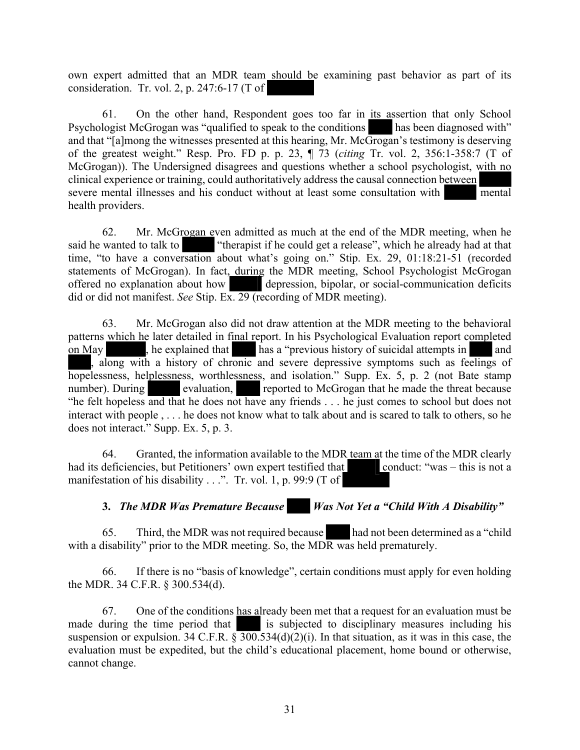own expert admitted that an MDR team should be examining past behavior as part of its consideration. Tr. vol. 2, p. 247:6-17 (T of

61. On the other hand, Respondent goes too far in its assertion that only School Psychologist McGrogan was "qualified to speak to the conditions has been diagnosed with" and that "[a]mong the witnesses presented at this hearing, Mr. McGrogan's testimony is deserving of the greatest weight." Resp. Pro. FD p. p. 23, ¶ 73 (*citing* Tr. vol. 2, 356:1-358:7 (T of McGrogan)). The Undersigned disagrees and questions whether a school psychologist, with no clinical experience or training, could authoritatively address the causal connection between severe mental illnesses and his conduct without at least some consultation with mental health providers.

62. Mr. McGrogan even admitted as much at the end of the MDR meeting, when he said he wanted to talk to "therapist if he could get a release", which he already had at that time, "to have a conversation about what's going on." Stip. Ex. 29, 01:18:21-51 (recorded statements of McGrogan). In fact, during the MDR meeting, School Psychologist McGrogan offered no explanation about how depression, bipolar, or social-communication deficits did or did not manifest. *See* Stip. Ex. 29 (recording of MDR meeting).

63. Mr. McGrogan also did not draw attention at the MDR meeting to the behavioral patterns which he later detailed in final report. In his Psychological Evaluation report completed on May , he explained that has a "previous history of suicidal attempts in and , along with a history of chronic and severe depressive symptoms such as feelings of hopelessness, helplessness, worthlessness, and isolation." Supp. Ex. 5, p. 2 (not Bate stamp number). During evaluation, reported to McGrogan that he made the threat because "he felt hopeless and that he does not have any friends . . . he just comes to school but does not interact with people , . . . he does not know what to talk about and is scared to talk to others, so he does not interact." Supp. Ex. 5, p. 3.

64. Granted, the information available to the MDR team at the time of the MDR clearly had its deficiencies, but Petitioners' own expert testified that conduct: "was – this is not a manifestation of his disability . . .". Tr. vol. 1, p. 99:9 (T of

### 3. *The MDR Was Premature Because Was Not Yet a "Child With A Disability"*

65. Third, the MDR was not required because had not been determined as a "child with a disability" prior to the MDR meeting. So, the MDR was held prematurely.

66. If there is no "basis of knowledge", certain conditions must apply for even holding the MDR. 34 C.F.R. § 300.534(d).

67. One of the conditions has already been met that a request for an evaluation must be made during the time period that is subjected to disciplinary measures including his suspension or expulsion. 34 C.F.R. § 300.534(d)(2)(i). In that situation, as it was in this case, the evaluation must be expedited, but the child's educational placement, home bound or otherwise, cannot change.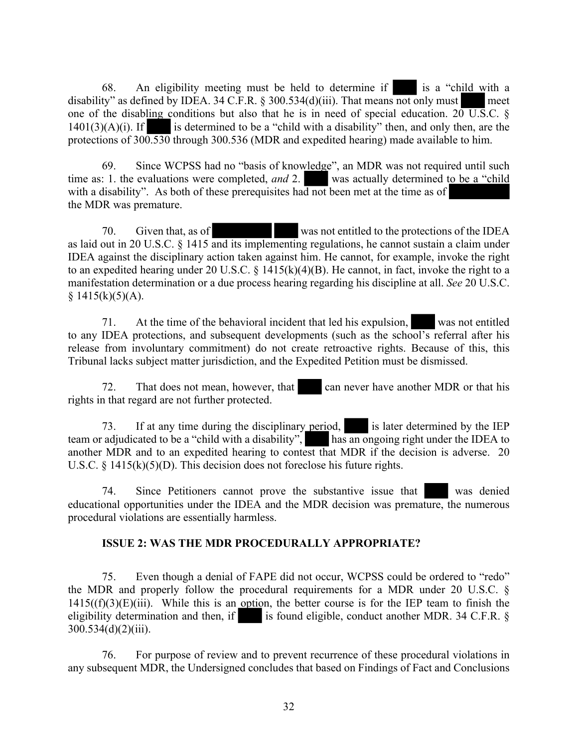68. An eligibility meeting must be held to determine if ████ is a "child with a disability" as defined by IDEA. 34 C.F.R. § 300.534(d)(iii). That means not only must ████ meet one of the disabling conditions but also that he is in need of special education. 20 U.S.C. § 1401(3)(A)(i). If ████ is determined to be a "child with a disability" then, and only then, are the protections of 300.530 through 300.536 (MDR and expedited hearing) made available to him.

69. Since WCPSS had no "basis of knowledge", an MDR was not required until such time as: 1. the evaluations were completed, *and* 2. ████ was actually determined to be a "child with a disability". As both of these prerequisites had not been met at the time as of ████████ the MDR was premature.

70. Given that, as of ████████ ████ was not entitled to the protections of the IDEA as laid out in 20 U.S.C. § 1415 and its implementing regulations, he cannot sustain a claim under IDEA against the disciplinary action taken against him. He cannot, for example, invoke the right to an expedited hearing under 20 U.S.C. § 1415(k)(4)(B). He cannot, in fact, invoke the right to a manifestation determination or a due process hearing regarding his discipline at all. *See* 20 U.S.C. § 1415(k)(5)(A).

71. At the time of the behavioral incident that led his expulsion, ████ was not entitled to any IDEA protections, and subsequent developments (such as the school's referral after his release from involuntary commitment) do not create retroactive rights. Because of this, this Tribunal lacks subject matter jurisdiction, and the Expedited Petition must be dismissed.

72. That does not mean, however, that ████ can never have another MDR or that his rights in that regard are not further protected.

73. If at any time during the disciplinary period, ████ is later determined by the IEP team or adjudicated to be a "child with a disability", ████ has an ongoing right under the IDEA to another MDR and to an expedited hearing to contest that MDR if the decision is adverse. 20 U.S.C. § 1415(k)(5)(D). This decision does not foreclose his future rights.

74. Since Petitioners cannot prove the substantive issue that ████ was denied educational opportunities under the IDEA and the MDR decision was premature, the numerous procedural violations are essentially harmless.

## ISSUE 2: WAS THE MDR PROCEDURALLY APPROPRIATE?

75. Even though a denial of FAPE did not occur, WCPSS could be ordered to "redo" the MDR and properly follow the procedural requirements for a MDR under 20 U.S.C. § 1415((f)(3)(E)(iii). While this is an option, the better course is for the IEP team to finish the eligibility determination and then, if ████ is found eligible, conduct another MDR. 34 C.F.R. § 300.534(d)(2)(iii).

76. For purpose of review and to prevent recurrence of these procedural violations in any subsequent MDR, the Undersigned concludes that based on Findings of Fact and Conclusions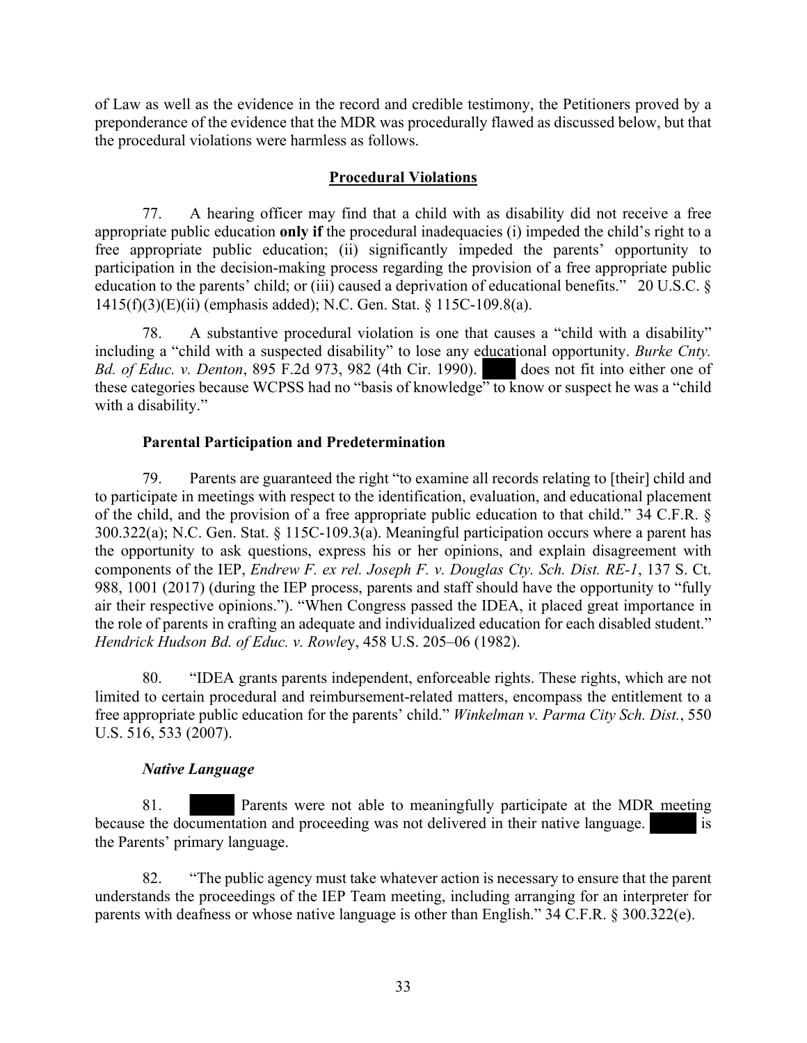of Law as well as the evidence in the record and credible testimony, the Petitioners proved by a preponderance of the evidence that the MDR was procedurally flawed as discussed below, but that the procedural violations were harmless as follows.

## Procedural Violations

77. A hearing officer may find that a child with as disability did not receive a free appropriate public education **only if** the procedural inadequacies (i) impeded the child's right to a free appropriate public education; (ii) significantly impeded the parents' opportunity to participation in the decision-making process regarding the provision of a free appropriate public education to the parents' child; or (iii) caused a deprivation of educational benefits." 20 U.S.C. § 1415(f)(3)(E)(ii) (emphasis added); N.C. Gen. Stat. § 115C-109.8(a).

78. A substantive procedural violation is one that causes a "child with a disability" including a "child with a suspected disability" to lose any educational opportunity. *Burke Cnty. Bd. of Educ. v. Denton*, 895 F.2d 973, 982 (4th Cir. 1990). ████ does not fit into either one of these categories because WCPSS had no "basis of knowledge" to know or suspect he was a "child with a disability."

### Parental Participation and Predetermination

79. Parents are guaranteed the right "to examine all records relating to [their] child and to participate in meetings with respect to the identification, evaluation, and educational placement of the child, and the provision of a free appropriate public education to that child." 34 C.F.R. § 300.322(a); N.C. Gen. Stat. § 115C-109.3(a). Meaningful participation occurs where a parent has the opportunity to ask questions, express his or her opinions, and explain disagreement with components of the IEP, *Endrew F. ex rel. Joseph F. v. Douglas Cty. Sch. Dist. RE-1*, 137 S. Ct. 988, 1001 (2017) (during the IEP process, parents and staff should have the opportunity to "fully air their respective opinions."). "When Congress passed the IDEA, it placed great importance in the role of parents in crafting an adequate and individualized education for each disabled student." *Hendrick Hudson Bd. of Educ. v. Rowley*, 458 U.S. 205–06 (1982).

80. "IDEA grants parents independent, enforceable rights. These rights, which are not limited to certain procedural and reimbursement-related matters, encompass the entitlement to a free appropriate public education for the parents' child." *Winkelman v. Parma City Sch. Dist.*, 550 U.S. 516, 533 (2007).

#### *Native Language*

81. █████ Parents were not able to meaningfully participate at the MDR meeting because the documentation and proceeding was not delivered in their native language. █████ is the Parents' primary language.

82. "The public agency must take whatever action is necessary to ensure that the parent understands the proceedings of the IEP Team meeting, including arranging for an interpreter for parents with deafness or whose native language is other than English." 34 C.F.R. § 300.322(e).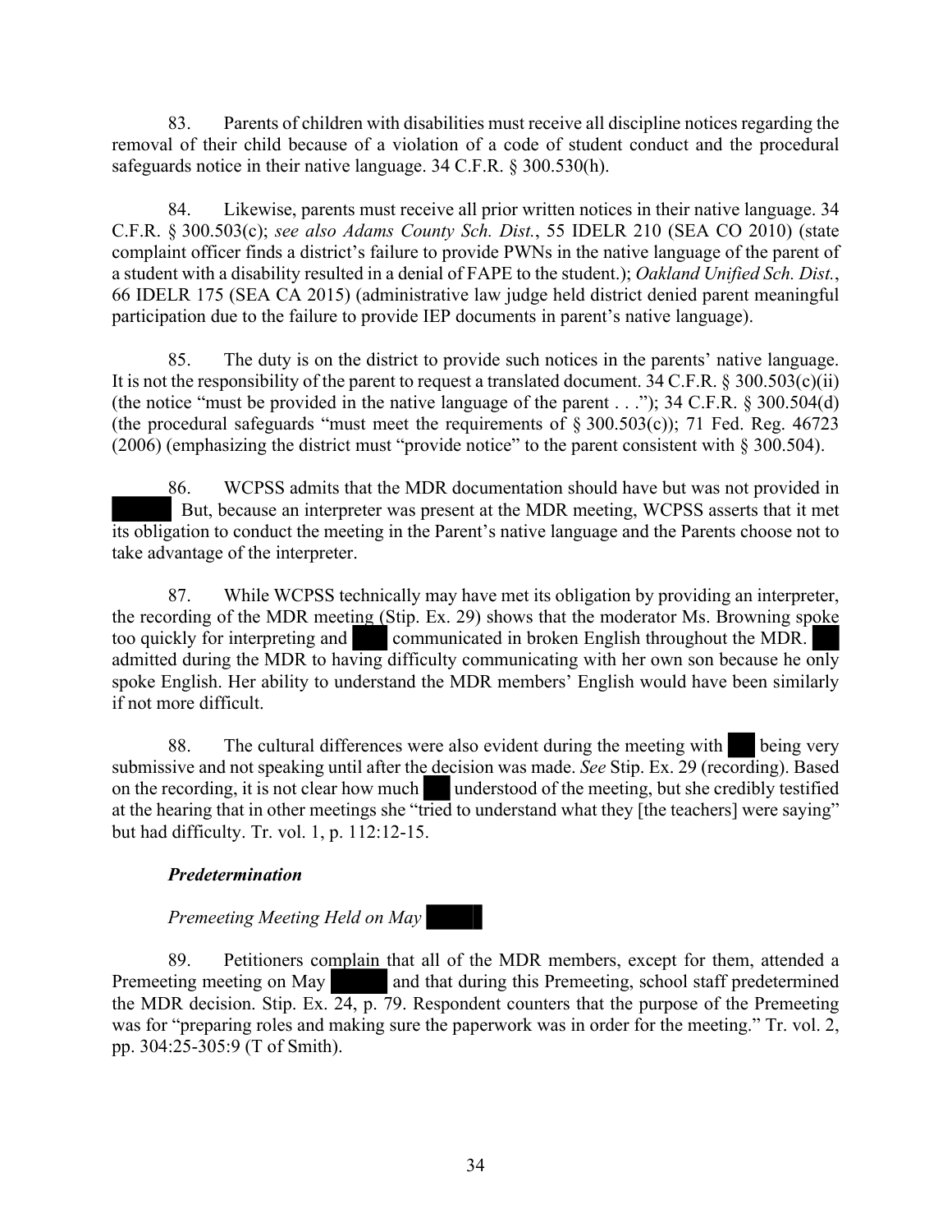83. Parents of children with disabilities must receive all discipline notices regarding the removal of their child because of a violation of a code of student conduct and the procedural safeguards notice in their native language. 34 C.F.R. § 300.530(h).

84. Likewise, parents must receive all prior written notices in their native language. 34 C.F.R. § 300.503(c); *see also Adams County Sch. Dist.*, 55 IDELR 210 (SEA CO 2010) (state complaint officer finds a district's failure to provide PWNs in the native language of the parent of a student with a disability resulted in a denial of FAPE to the student.); *Oakland Unified Sch. Dist.*, 66 IDELR 175 (SEA CA 2015) (administrative law judge held district denied parent meaningful participation due to the failure to provide IEP documents in parent's native language).

85. The duty is on the district to provide such notices in the parents' native language. It is not the responsibility of the parent to request a translated document. 34 C.F.R. § 300.503(c)(ii) (the notice "must be provided in the native language of the parent . . ."); 34 C.F.R. § 300.504(d) (the procedural safeguards "must meet the requirements of § 300.503(c)); 71 Fed. Reg. 46723 (2006) (emphasizing the district must "provide notice" to the parent consistent with § 300.504).

86. WCPSS admits that the MDR documentation should have but was not provided in ██████ But, because an interpreter was present at the MDR meeting, WCPSS asserts that it met its obligation to conduct the meeting in the Parent's native language and the Parents choose not to take advantage of the interpreter.

87. While WCPSS technically may have met its obligation by providing an interpreter, the recording of the MDR meeting (Stip. Ex. 29) shows that the moderator Ms. Browning spoke too quickly for interpreting and ████ communicated in broken English throughout the MDR. ████ admitted during the MDR to having difficulty communicating with her own son because he only spoke English. Her ability to understand the MDR members' English would have been similarly if not more difficult.

88. The cultural differences were also evident during the meeting with ████ being very submissive and not speaking until after the decision was made. *See* Stip. Ex. 29 (recording). Based on the recording, it is not clear how much ████ understood of the meeting, but she credibly testified at the hearing that in other meetings she "tried to understand what they [the teachers] were saying" but had difficulty. Tr. vol. 1, p. 112:12-15.

***Predetermination***

*Premeeting Meeting Held on May ██████*

89. Petitioners complain that all of the MDR members, except for them, attended a Premeeting meeting on May ██████ and that during this Premeeting, school staff predetermined the MDR decision. Stip. Ex. 24, p. 79. Respondent counters that the purpose of the Premeeting was for "preparing roles and making sure the paperwork was in order for the meeting." Tr. vol. 2, pp. 304:25-305:9 (T of Smith).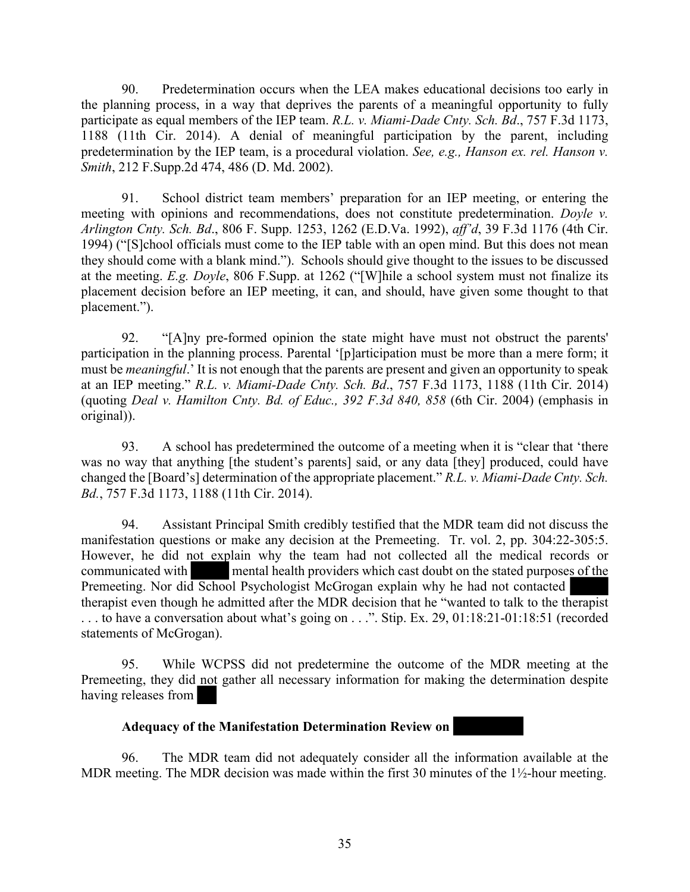90. Predetermination occurs when the LEA makes educational decisions too early in the planning process, in a way that deprives the parents of a meaningful opportunity to fully participate as equal members of the IEP team. *R.L. v. Miami-Dade Cnty. Sch. Bd*., 757 F.3d 1173, 1188 (11th Cir. 2014). A denial of meaningful participation by the parent, including predetermination by the IEP team, is a procedural violation. *See, e.g., Hanson ex. rel. Hanson v. Smith*, 212 F.Supp.2d 474, 486 (D. Md. 2002).

91. School district team members' preparation for an IEP meeting, or entering the meeting with opinions and recommendations, does not constitute predetermination. *Doyle v. Arlington Cnty. Sch. Bd*., 806 F. Supp. 1253, 1262 (E.D.Va. 1992), *aff'd*, 39 F.3d 1176 (4th Cir. 1994) ("[S]chool officials must come to the IEP table with an open mind. But this does not mean they should come with a blank mind."). Schools should give thought to the issues to be discussed at the meeting. *E.g. Doyle*, 806 F.Supp. at 1262 ("[W]hile a school system must not finalize its placement decision before an IEP meeting, it can, and should, have given some thought to that placement.").

92. "[A]ny pre-formed opinion the state might have must not obstruct the parents' participation in the planning process. Parental '[p]articipation must be more than a mere form; it must be *meaningful*.' It is not enough that the parents are present and given an opportunity to speak at an IEP meeting." *R.L. v. Miami-Dade Cnty. Sch. Bd*., 757 F.3d 1173, 1188 (11th Cir. 2014) (quoting *Deal v. Hamilton Cnty. Bd. of Educ., 392 F.3d 840, 858* (6th Cir. 2004) (emphasis in original)).

93. A school has predetermined the outcome of a meeting when it is "clear that 'there was no way that anything [the student's parents] said, or any data [they] produced, could have changed the [Board's] determination of the appropriate placement." *R.L. v. Miami-Dade Cnty. Sch. Bd.*, 757 F.3d 1173, 1188 (11th Cir. 2014).

94. Assistant Principal Smith credibly testified that the MDR team did not discuss the manifestation questions or make any decision at the Premeeting. Tr. vol. 2, pp. 304:22-305:5. However, he did not explain why the team had not collected all the medical records or communicated with [REDACTED] mental health providers which cast doubt on the stated purposes of the Premeeting. Nor did School Psychologist McGrogan explain why he had not contacted [REDACTED] therapist even though he admitted after the MDR decision that he "wanted to talk to the therapist . . . to have a conversation about what's going on . . .". Stip. Ex. 29, 01:18:21-01:18:51 (recorded statements of McGrogan).

95. While WCPSS did not predetermine the outcome of the MDR meeting at the Premeeting, they did not gather all necessary information for making the determination despite having releases from [REDACTED]

**Adequacy of the Manifestation Determination Review on [REDACTED]**

96. The MDR team did not adequately consider all the information available at the MDR meeting. The MDR decision was made within the first 30 minutes of the 1½-hour meeting.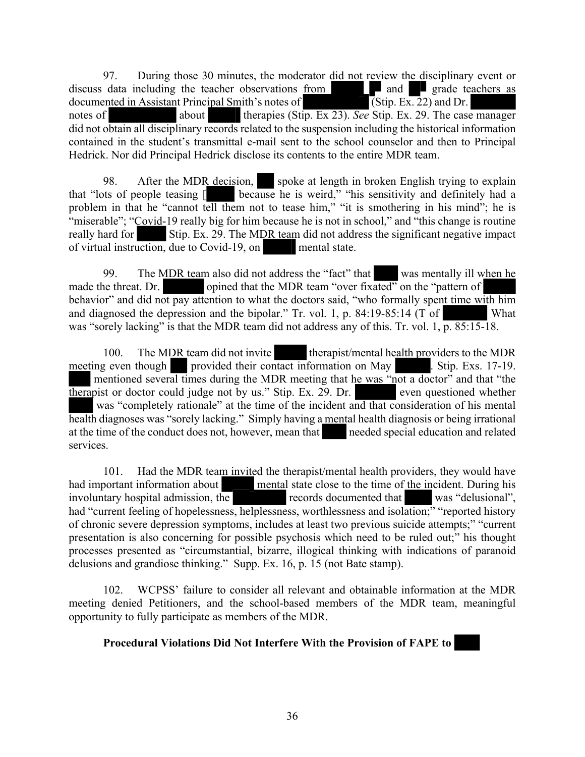97. During those 30 minutes, the moderator did not review the disciplinary event or discuss data including the teacher observations from [redacted] and [redacted] grade teachers as documented in Assistant Principal Smith's notes of [redacted] (Stip. Ex. 22) and Dr. [redacted] notes of [redacted] about [redacted] therapies (Stip. Ex 23). *See* Stip. Ex. 29. The case manager did not obtain all disciplinary records related to the suspension including the historical information contained in the student's transmittal e-mail sent to the school counselor and then to Principal Hedrick. Nor did Principal Hedrick disclose its contents to the entire MDR team.

98. After the MDR decision, [redacted] spoke at length in broken English trying to explain that "lots of people teasing [[redacted] because he is weird," "his sensitivity and definitely had a problem in that he "cannot tell them not to tease him," "it is smothering in his mind"; he is "miserable"; "Covid-19 really big for him because he is not in school," and "this change is routine really hard for [redacted] Stip. Ex. 29. The MDR team did not address the significant negative impact of virtual instruction, due to Covid-19, on [redacted] mental state.

99. The MDR team also did not address the "fact" that [redacted] was mentally ill when he made the threat. Dr. [redacted] opined that the MDR team "over fixated" on the "pattern of [redacted] behavior" and did not pay attention to what the doctors said, "who formally spent time with him and diagnosed the depression and the bipolar." Tr. vol. 1, p. 84:19-85:14 (T of [redacted] What was "sorely lacking" is that the MDR team did not address any of this. Tr. vol. 1, p. 85:15-18.

100. The MDR team did not invite [redacted] therapist/mental health providers to the MDR meeting even though [redacted] provided their contact information on May [redacted]. Stip. Exs. 17-19. [redacted] mentioned several times during the MDR meeting that he was "not a doctor" and that "the therapist or doctor could judge not by us." Stip. Ex. 29. Dr. [redacted] even questioned whether [redacted] was "completely rationale" at the time of the incident and that consideration of his mental health diagnoses was "sorely lacking." Simply having a mental health diagnosis or being irrational at the time of the conduct does not, however, mean that [redacted] needed special education and related services.

101. Had the MDR team invited the therapist/mental health providers, they would have had important information about [redacted] mental state close to the time of the incident. During his involuntary hospital admission, the [redacted] records documented that [redacted] was "delusional", had "current feeling of hopelessness, helplessness, worthlessness and isolation;" "reported history of chronic severe depression symptoms, includes at least two previous suicide attempts;" "current presentation is also concerning for possible psychosis which need to be ruled out;" his thought processes presented as "circumstantial, bizarre, illogical thinking with indications of paranoid delusions and grandiose thinking." Supp. Ex. 16, p. 15 (not Bate stamp).

102. WCPSS' failure to consider all relevant and obtainable information at the MDR meeting denied Petitioners, and the school-based members of the MDR team, meaningful opportunity to fully participate as members of the MDR.

**Procedural Violations Did Not Interfere With the Provision of FAPE to [redacted]**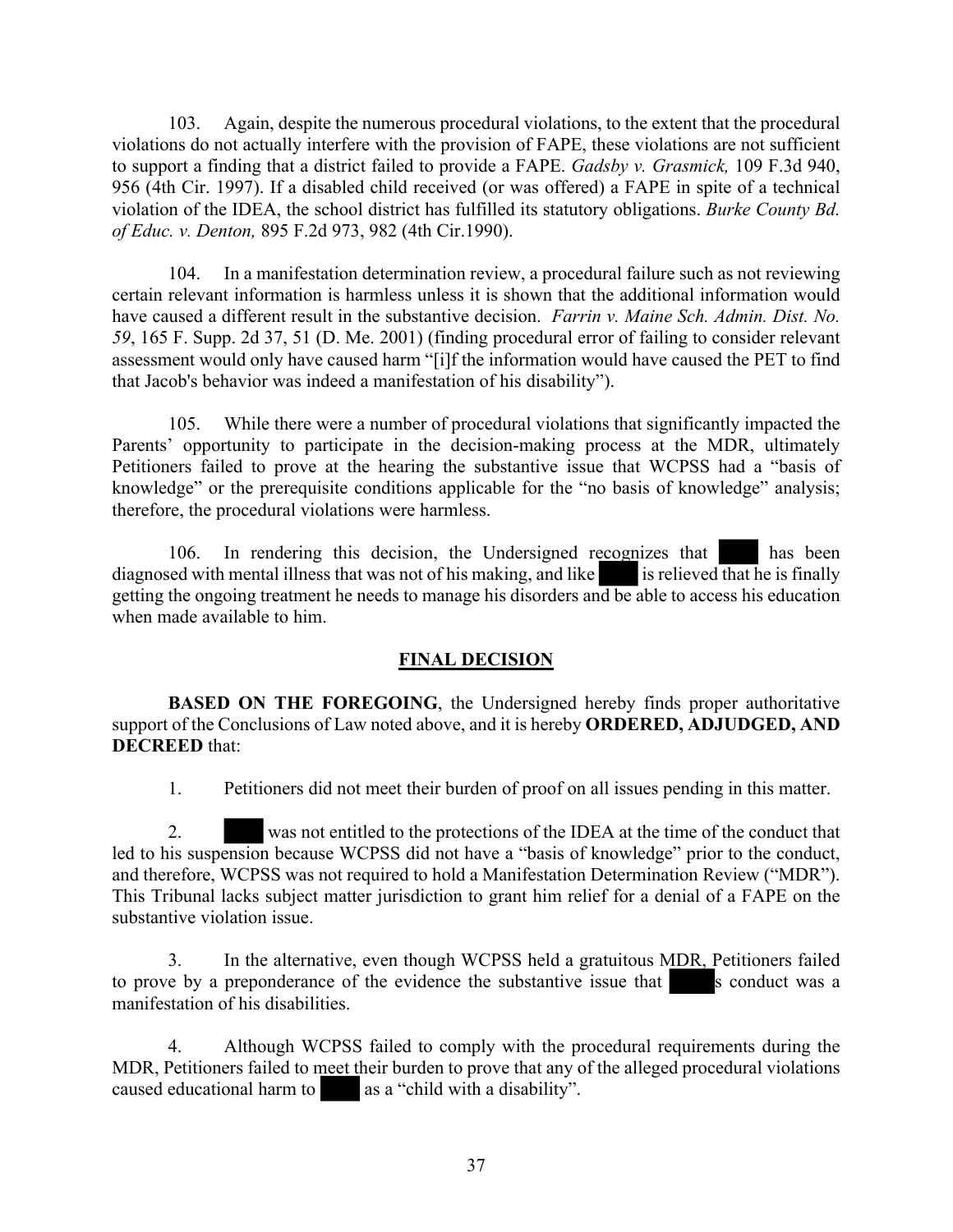103. Again, despite the numerous procedural violations, to the extent that the procedural violations do not actually interfere with the provision of FAPE, these violations are not sufficient to support a finding that a district failed to provide a FAPE. *Gadsby v. Grasmick,* 109 F.3d 940, 956 (4th Cir. 1997). If a disabled child received (or was offered) a FAPE in spite of a technical violation of the IDEA, the school district has fulfilled its statutory obligations. *Burke County Bd. of Educ. v. Denton,* 895 F.2d 973, 982 (4th Cir.1990).

104. In a manifestation determination review, a procedural failure such as not reviewing certain relevant information is harmless unless it is shown that the additional information would have caused a different result in the substantive decision. *Farrin v. Maine Sch. Admin. Dist. No. 59*, 165 F. Supp. 2d 37, 51 (D. Me. 2001) (finding procedural error of failing to consider relevant assessment would only have caused harm "[i]f the information would have caused the PET to find that Jacob's behavior was indeed a manifestation of his disability").

105. While there were a number of procedural violations that significantly impacted the Parents' opportunity to participate in the decision-making process at the MDR, ultimately Petitioners failed to prove at the hearing the substantive issue that WCPSS had a "basis of knowledge" or the prerequisite conditions applicable for the "no basis of knowledge" analysis; therefore, the procedural violations were harmless.

106. In rendering this decision, the Undersigned recognizes that ████ has been diagnosed with mental illness that was not of his making, and like ████ is relieved that he is finally getting the ongoing treatment he needs to manage his disorders and be able to access his education when made available to him.

## FINAL DECISION

**BASED ON THE FOREGOING**, the Undersigned hereby finds proper authoritative support of the Conclusions of Law noted above, and it is hereby **ORDERED, ADJUDGED, AND DECREED** that:

1. Petitioners did not meet their burden of proof on all issues pending in this matter.

2. ████ was not entitled to the protections of the IDEA at the time of the conduct that led to his suspension because WCPSS did not have a "basis of knowledge" prior to the conduct, and therefore, WCPSS was not required to hold a Manifestation Determination Review ("MDR"). This Tribunal lacks subject matter jurisdiction to grant him relief for a denial of a FAPE on the substantive violation issue.

3. In the alternative, even though WCPSS held a gratuitous MDR, Petitioners failed to prove by a preponderance of the evidence the substantive issue that ████s conduct was a manifestation of his disabilities.

4. Although WCPSS failed to comply with the procedural requirements during the MDR, Petitioners failed to meet their burden to prove that any of the alleged procedural violations caused educational harm to ████ as a "child with a disability".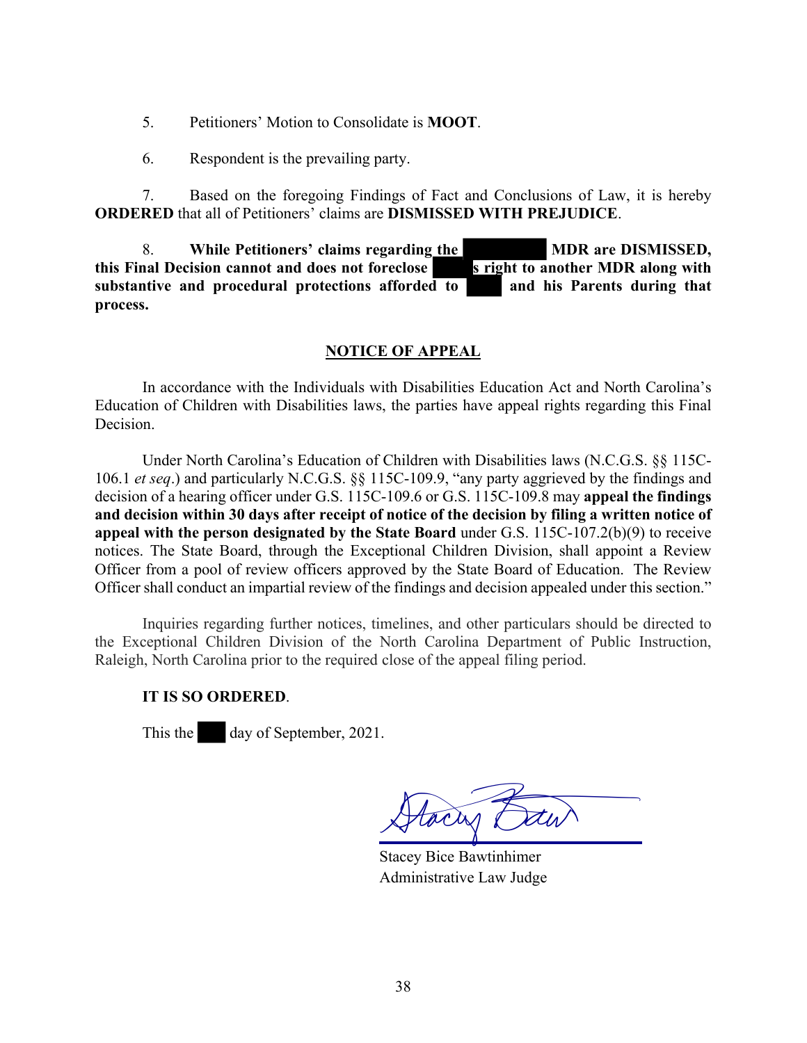5. Petitioners' Motion to Consolidate is **MOOT**.

6. Respondent is the prevailing party.

7. Based on the foregoing Findings of Fact and Conclusions of Law, it is hereby **ORDERED** that all of Petitioners' claims are **DISMISSED WITH PREJUDICE**.

8. **While Petitioners' claims regarding the ██████ MDR are DISMISSED, this Final Decision cannot and does not foreclose ████s right to another MDR along with substantive and procedural protections afforded to ████ and his Parents during that process.**

## NOTICE OF APPEAL

In accordance with the Individuals with Disabilities Education Act and North Carolina's Education of Children with Disabilities laws, the parties have appeal rights regarding this Final Decision.

Under North Carolina's Education of Children with Disabilities laws (N.C.G.S. §§ 115C-106.1 *et seq*.) and particularly N.C.G.S. §§ 115C-109.9, "any party aggrieved by the findings and decision of a hearing officer under G.S. 115C-109.6 or G.S. 115C-109.8 may **appeal the findings and decision within 30 days after receipt of notice of the decision by filing a written notice of appeal with the person designated by the State Board** under G.S. 115C-107.2(b)(9) to receive notices. The State Board, through the Exceptional Children Division, shall appoint a Review Officer from a pool of review officers approved by the State Board of Education. The Review Officer shall conduct an impartial review of the findings and decision appealed under this section."

Inquiries regarding further notices, timelines, and other particulars should be directed to the Exceptional Children Division of the North Carolina Department of Public Instruction, Raleigh, North Carolina prior to the required close of the appeal filing period.

**IT IS SO ORDERED**.

This the ███ day of September, 2021.

Stacey Bice Bawtinhimer
Administrative Law Judge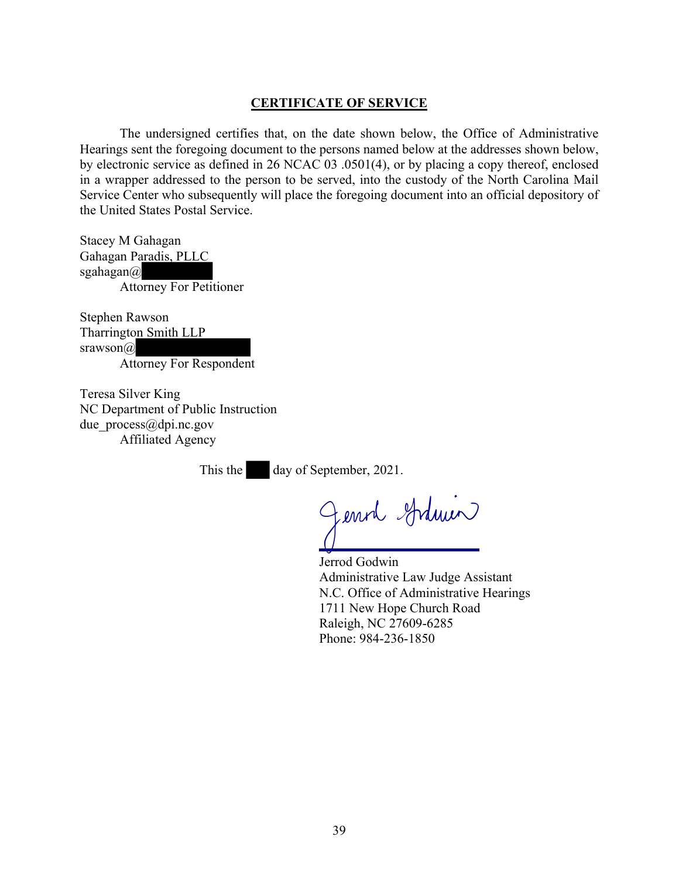## CERTIFICATE OF SERVICE

The undersigned certifies that, on the date shown below, the Office of Administrative Hearings sent the foregoing document to the persons named below at the addresses shown below, by electronic service as defined in 26 NCAC 03 .0501(4), or by placing a copy thereof, enclosed in a wrapper addressed to the person to be served, into the custody of the North Carolina Mail Service Center who subsequently will place the foregoing document into an official depository of the United States Postal Service.

Stacey M Gahagan
Gahagan Paradis, PLLC
sgahagan@
Attorney For Petitioner

Stephen Rawson
Tharrington Smith LLP
srawson@
Attorney For Respondent

Teresa Silver King
NC Department of Public Instruction
due_process@dpi.nc.gov
Affiliated Agency

This the day of September, 2021.

Jerrod Godwin
Administrative Law Judge Assistant
N.C. Office of Administrative Hearings
1711 New Hope Church Road
Raleigh, NC 27609-6285
Phone: 984-236-1850